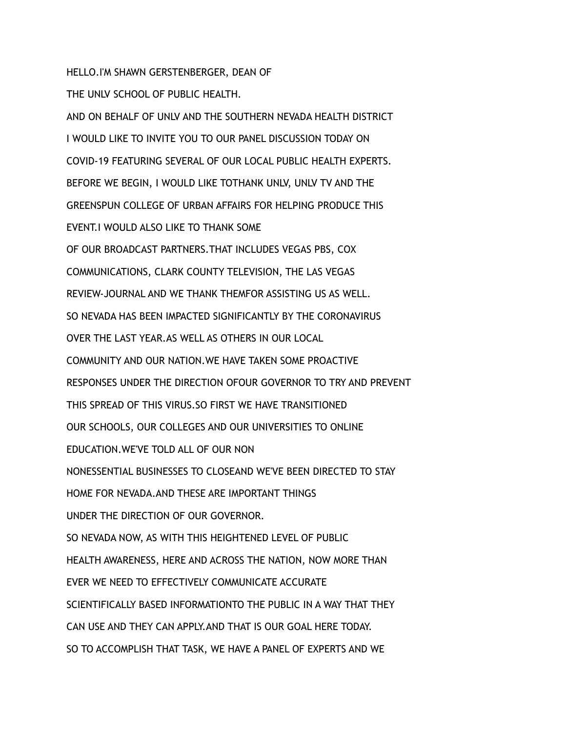HELLO.I'M SHAWN GERSTENBERGER, DEAN OF

THE UNLV SCHOOL OF PUBLIC HEALTH.

AND ON BEHALF OF UNLV AND THE SOUTHERN NEVADA HEALTH DISTRICT

I WOULD LIKE TO INVITE YOU TO OUR PANEL DISCUSSION TODAY ON

COVID-19 FEATURING SEVERAL OF OUR LOCAL PUBLIC HEALTH EXPERTS.

BEFORE WE BEGIN, I WOULD LIKE TOTHANK UNLV, UNLV TV AND THE

GREENSPUN COLLEGE OF URBAN AFFAIRS FOR HELPING PRODUCE THIS

EVENT.I WOULD ALSO LIKE TO THANK SOME

OF OUR BROADCAST PARTNERS.THAT INCLUDES VEGAS PBS, COX

COMMUNICATIONS, CLARK COUNTY TELEVISION, THE LAS VEGAS

REVIEW-JOURNAL AND WE THANK THEMFOR ASSISTING US AS WELL.

SO NEVADA HAS BEEN IMPACTED SIGNIFICANTLY BY THE CORONAVIRUS

OVER THE LAST YEAR.AS WELL AS OTHERS IN OUR LOCAL

COMMUNITY AND OUR NATION.WE HAVE TAKEN SOME PROACTIVE

RESPONSES UNDER THE DIRECTION OFOUR GOVERNOR TO TRY AND PREVENT

THIS SPREAD OF THIS VIRUS.SO FIRST WE HAVE TRANSITIONED

OUR SCHOOLS, OUR COLLEGES AND OUR UNIVERSITIES TO ONLINE

EDUCATION.WE'VE TOLD ALL OF OUR NON

NONESSENTIAL BUSINESSES TO CLOSEAND WE'VE BEEN DIRECTED TO STAY

HOME FOR NEVADA.AND THESE ARE IMPORTANT THINGS

UNDER THE DIRECTION OF OUR GOVERNOR.

SO NEVADA NOW, AS WITH THIS HEIGHTENED LEVEL OF PUBLIC

HEALTH AWARENESS, HERE AND ACROSS THE NATION, NOW MORE THAN

EVER WE NEED TO EFFECTIVELY COMMUNICATE ACCURATE

SCIENTIFICALLY BASED INFORMATIONTO THE PUBLIC IN A WAY THAT THEY

CAN USE AND THEY CAN APPLY.AND THAT IS OUR GOAL HERE TODAY.

SO TO ACCOMPLISH THAT TASK, WE HAVE A PANEL OF EXPERTS AND WE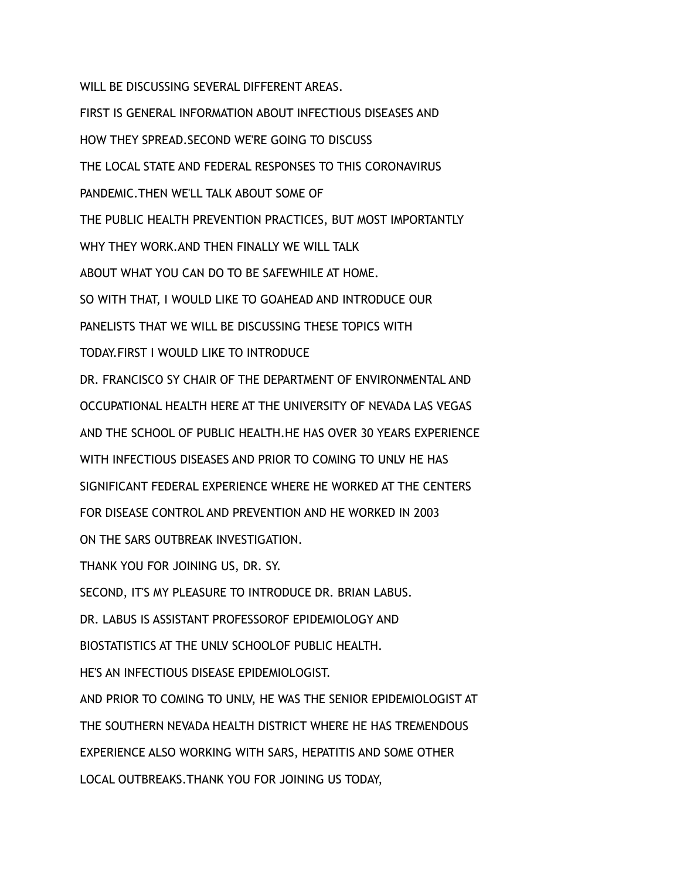WILL BE DISCUSSING SEVERAL DIFFERENT AREAS.

FIRST IS GENERAL INFORMATION ABOUT INFECTIOUS DISEASES AND

HOW THEY SPREAD.SECOND WE'RE GOING TO DISCUSS

THE LOCAL STATE AND FEDERAL RESPONSES TO THIS CORONAVIRUS

PANDEMIC.THEN WE'LL TALK ABOUT SOME OF

THE PUBLIC HEALTH PREVENTION PRACTICES, BUT MOST IMPORTANTLY

WHY THEY WORK.AND THEN FINALLY WE WILL TALK

ABOUT WHAT YOU CAN DO TO BE SAFEWHILE AT HOME.

SO WITH THAT, I WOULD LIKE TO GOAHEAD AND INTRODUCE OUR

PANELISTS THAT WE WILL BE DISCUSSING THESE TOPICS WITH

TODAY.FIRST I WOULD LIKE TO INTRODUCE

DR. FRANCISCO SY CHAIR OF THE DEPARTMENT OF ENVIRONMENTAL AND

OCCUPATIONAL HEALTH HERE AT THE UNIVERSITY OF NEVADA LAS VEGAS

AND THE SCHOOL OF PUBLIC HEALTH.HE HAS OVER 30 YEARS EXPERIENCE

WITH INFECTIOUS DISEASES AND PRIOR TO COMING TO UNLV HE HAS

SIGNIFICANT FEDERAL EXPERIENCE WHERE HE WORKED AT THE CENTERS

FOR DISEASE CONTROL AND PREVENTION AND HE WORKED IN 2003

ON THE SARS OUTBREAK INVESTIGATION.

THANK YOU FOR JOINING US, DR. SY.

SECOND, IT'S MY PLEASURE TO INTRODUCE DR. BRIAN LABUS.

DR. LABUS IS ASSISTANT PROFESSOROF EPIDEMIOLOGY AND

BIOSTATISTICS AT THE UNLV SCHOOLOF PUBLIC HEALTH.

HE'S AN INFECTIOUS DISEASE EPIDEMIOLOGIST.

AND PRIOR TO COMING TO UNLV, HE WAS THE SENIOR EPIDEMIOLOGIST AT

THE SOUTHERN NEVADA HEALTH DISTRICT WHERE HE HAS TREMENDOUS

EXPERIENCE ALSO WORKING WITH SARS, HEPATITIS AND SOME OTHER

LOCAL OUTBREAKS.THANK YOU FOR JOINING US TODAY,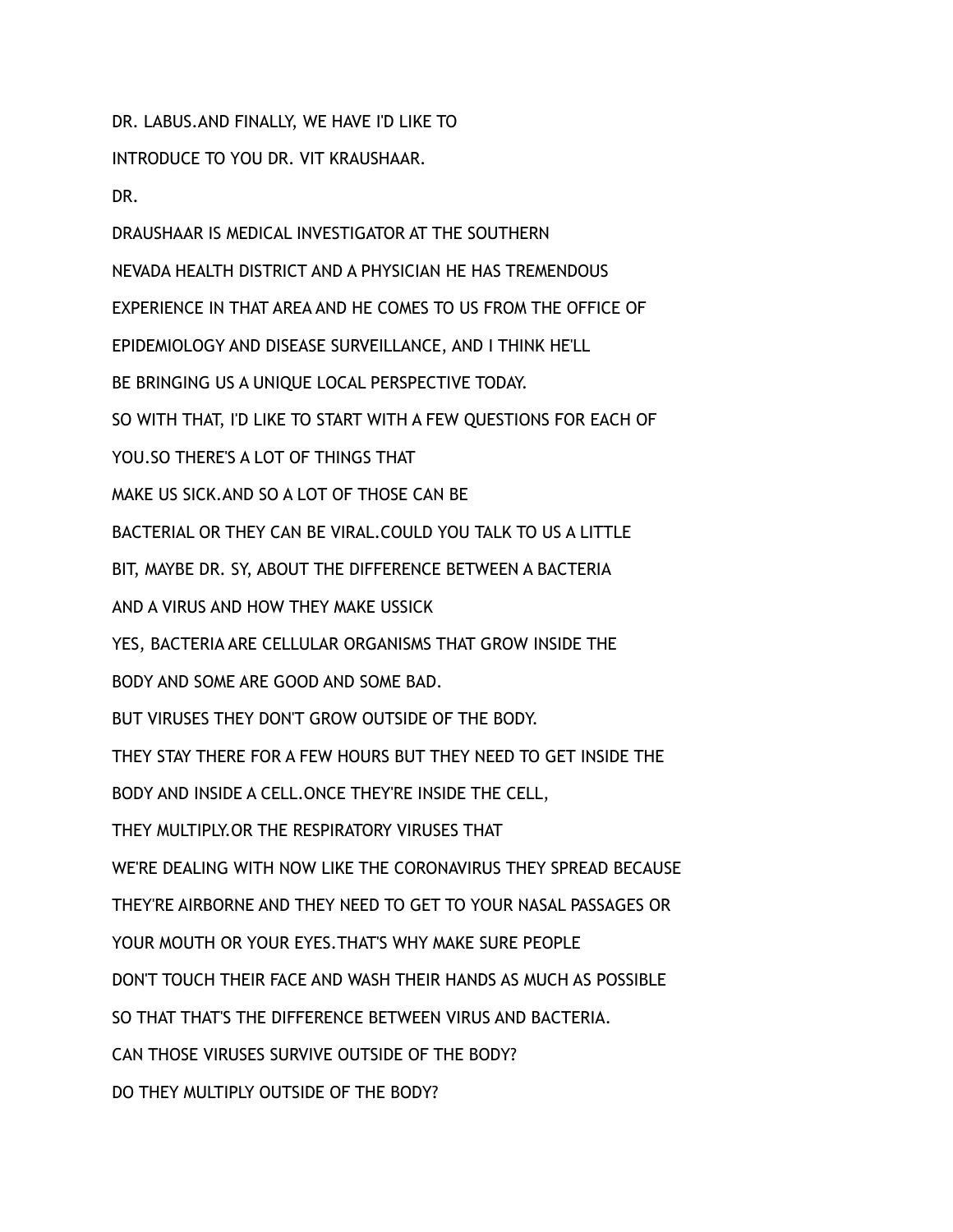DR. LABUS.AND FINALLY, WE HAVE I'D LIKE TO

INTRODUCE TO YOU DR. VIT KRAUSHAAR.

DR.

DRAUSHAAR IS MEDICAL INVESTIGATOR AT THE SOUTHERN

NEVADA HEALTH DISTRICT AND A PHYSICIAN HE HAS TREMENDOUS

EXPERIENCE IN THAT AREA AND HE COMES TO US FROM THE OFFICE OF

EPIDEMIOLOGY AND DISEASE SURVEILLANCE, AND I THINK HE'LL

BE BRINGING US A UNIQUE LOCAL PERSPECTIVE TODAY.

SO WITH THAT, I'D LIKE TO START WITH A FEW QUESTIONS FOR EACH OF

YOU.SO THERE'S A LOT OF THINGS THAT

MAKE US SICK.AND SO A LOT OF THOSE CAN BE

BACTERIAL OR THEY CAN BE VIRAL.COULD YOU TALK TO US A LITTLE

BIT, MAYBE DR. SY, ABOUT THE DIFFERENCE BETWEEN A BACTERIA

AND A VIRUS AND HOW THEY MAKE USSICK

YES, BACTERIA ARE CELLULAR ORGANISMS THAT GROW INSIDE THE

BODY AND SOME ARE GOOD AND SOME BAD.

BUT VIRUSES THEY DON'T GROW OUTSIDE OF THE BODY.

THEY STAY THERE FOR A FEW HOURS BUT THEY NEED TO GET INSIDE THE

BODY AND INSIDE A CELL.ONCE THEY'RE INSIDE THE CELL,

THEY MULTIPLY.OR THE RESPIRATORY VIRUSES THAT

WE'RE DEALING WITH NOW LIKE THE CORONAVIRUS THEY SPREAD BECAUSE

THEY'RE AIRBORNE AND THEY NEED TO GET TO YOUR NASAL PASSAGES OR

YOUR MOUTH OR YOUR EYES.THAT'S WHY MAKE SURE PEOPLE

DON'T TOUCH THEIR FACE AND WASH THEIR HANDS AS MUCH AS POSSIBLE

SO THAT THAT'S THE DIFFERENCE BETWEEN VIRUS AND BACTERIA.

CAN THOSE VIRUSES SURVIVE OUTSIDE OF THE BODY?

DO THEY MULTIPLY OUTSIDE OF THE BODY?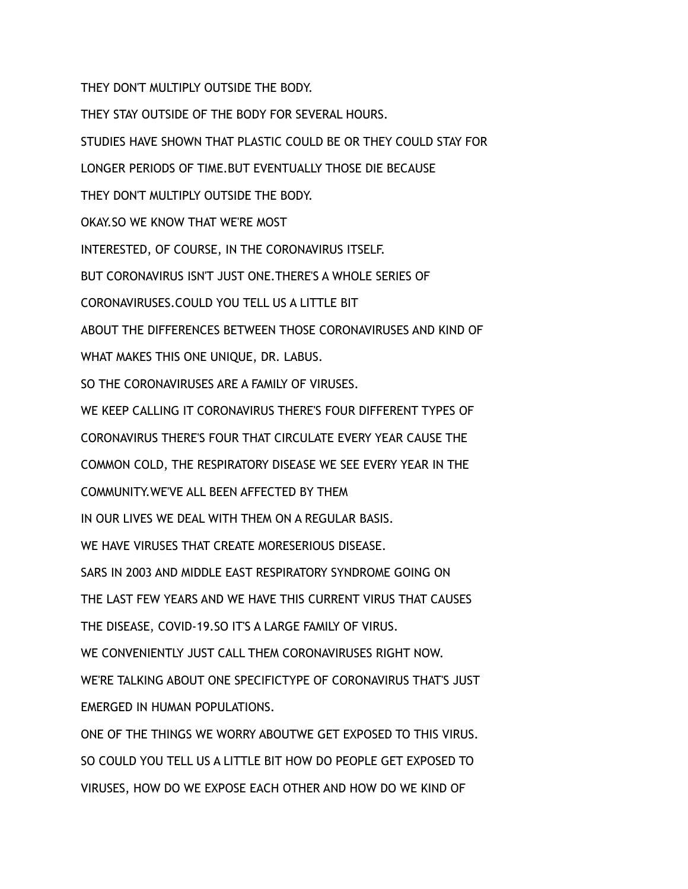THEY DON'T MULTIPLY OUTSIDE THE BODY.

THEY STAY OUTSIDE OF THE BODY FOR SEVERAL HOURS.

STUDIES HAVE SHOWN THAT PLASTIC COULD BE OR THEY COULD STAY FOR

LONGER PERIODS OF TIME.BUT EVENTUALLY THOSE DIE BECAUSE

THEY DON'T MULTIPLY OUTSIDE THE BODY.

OKAY.SO WE KNOW THAT WE'RE MOST

INTERESTED, OF COURSE, IN THE CORONAVIRUS ITSELF.

BUT CORONAVIRUS ISN'T JUST ONE.THERE'S A WHOLE SERIES OF

CORONAVIRUSES.COULD YOU TELL US A LITTLE BIT

ABOUT THE DIFFERENCES BETWEEN THOSE CORONAVIRUSES AND KIND OF

WHAT MAKES THIS ONE UNIQUE, DR. LABUS.

SO THE CORONAVIRUSES ARE A FAMILY OF VIRUSES.

WE KEEP CALLING IT CORONAVIRUS THERE'S FOUR DIFFERENT TYPES OF

CORONAVIRUS THERE'S FOUR THAT CIRCULATE EVERY YEAR CAUSE THE

COMMON COLD, THE RESPIRATORY DISEASE WE SEE EVERY YEAR IN THE

COMMUNITY.WE'VE ALL BEEN AFFECTED BY THEM

IN OUR LIVES WE DEAL WITH THEM ON A REGULAR BASIS.

WE HAVE VIRUSES THAT CREATE MORESERIOUS DISEASE.

SARS IN 2003 AND MIDDLE EAST RESPIRATORY SYNDROME GOING ON

THE LAST FEW YEARS AND WE HAVE THIS CURRENT VIRUS THAT CAUSES

THE DISEASE, COVID-19.SO IT'S A LARGE FAMILY OF VIRUS.

WE CONVENIENTLY JUST CALL THEM CORONAVIRUSES RIGHT NOW.

WE'RE TALKING ABOUT ONE SPECIFICTYPE OF CORONAVIRUS THAT'S JUST

EMERGED IN HUMAN POPULATIONS.

ONE OF THE THINGS WE WORRY ABOUTWE GET EXPOSED TO THIS VIRUS.

SO COULD YOU TELL US A LITTLE BIT HOW DO PEOPLE GET EXPOSED TO

VIRUSES, HOW DO WE EXPOSE EACH OTHER AND HOW DO WE KIND OF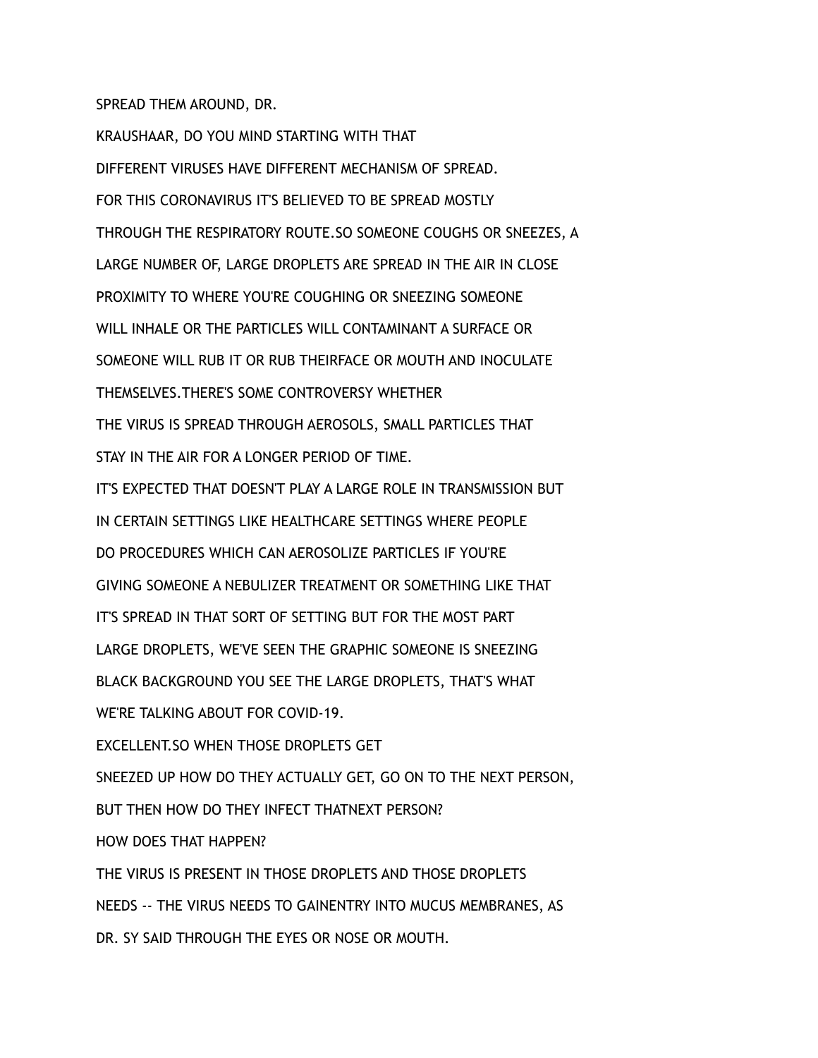SPREAD THEM AROUND, DR.

KRAUSHAAR, DO YOU MIND STARTING WITH THAT

DIFFERENT VIRUSES HAVE DIFFERENT MECHANISM OF SPREAD.

FOR THIS CORONAVIRUS IT'S BELIEVED TO BE SPREAD MOSTLY

THROUGH THE RESPIRATORY ROUTE.SO SOMEONE COUGHS OR SNEEZES, A

LARGE NUMBER OF, LARGE DROPLETS ARE SPREAD IN THE AIR IN CLOSE

PROXIMITY TO WHERE YOU'RE COUGHING OR SNEEZING SOMEONE

WILL INHALE OR THE PARTICLES WILL CONTAMINANT A SURFACE OR

SOMEONE WILL RUB IT OR RUB THEIRFACE OR MOUTH AND INOCULATE

THEMSELVES.THERE'S SOME CONTROVERSY WHETHER

THE VIRUS IS SPREAD THROUGH AEROSOLS, SMALL PARTICLES THAT

STAY IN THE AIR FOR A LONGER PERIOD OF TIME.

IT'S EXPECTED THAT DOESN'T PLAY A LARGE ROLE IN TRANSMISSION BUT

IN CERTAIN SETTINGS LIKE HEALTHCARE SETTINGS WHERE PEOPLE

DO PROCEDURES WHICH CAN AEROSOLIZE PARTICLES IF YOU'RE

GIVING SOMEONE A NEBULIZER TREATMENT OR SOMETHING LIKE THAT

IT'S SPREAD IN THAT SORT OF SETTING BUT FOR THE MOST PART

LARGE DROPLETS, WE'VE SEEN THE GRAPHIC SOMEONE IS SNEEZING

BLACK BACKGROUND YOU SEE THE LARGE DROPLETS, THAT'S WHAT

WE'RE TALKING ABOUT FOR COVID-19.

EXCELLENT.SO WHEN THOSE DROPLETS GET

SNEEZED UP HOW DO THEY ACTUALLY GET, GO ON TO THE NEXT PERSON,

BUT THEN HOW DO THEY INFECT THATNEXT PERSON?

HOW DOES THAT HAPPEN?

THE VIRUS IS PRESENT IN THOSE DROPLETS AND THOSE DROPLETS

NEEDS -- THE VIRUS NEEDS TO GAINENTRY INTO MUCUS MEMBRANES, AS

DR. SY SAID THROUGH THE EYES OR NOSE OR MOUTH.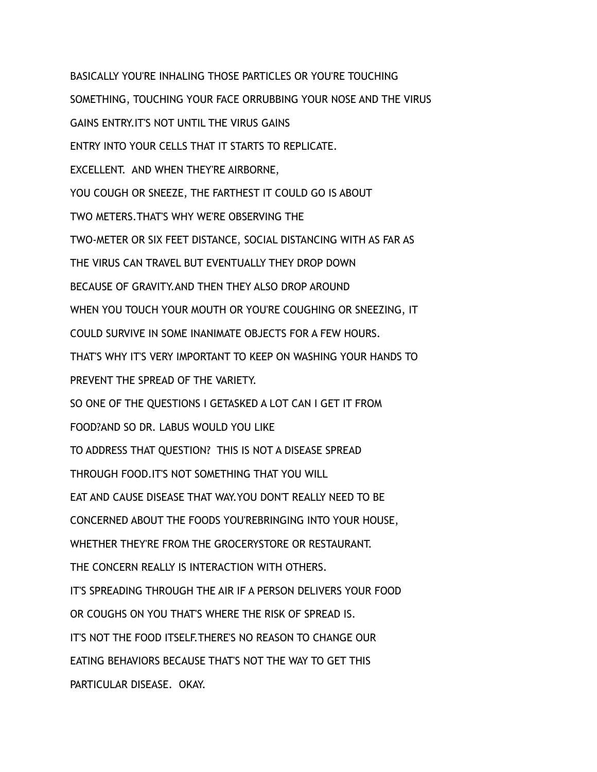BASICALLY YOU'RE INHALING THOSE PARTICLES OR YOU'RE TOUCHING

SOMETHING, TOUCHING YOUR FACE ORRUBBING YOUR NOSE AND THE VIRUS

GAINS ENTRY.IT'S NOT UNTIL THE VIRUS GAINS

ENTRY INTO YOUR CELLS THAT IT STARTS TO REPLICATE.

EXCELLENT.  AND WHEN THEY'RE AIRBORNE,

YOU COUGH OR SNEEZE, THE FARTHEST IT COULD GO IS ABOUT

TWO METERS.THAT'S WHY WE'RE OBSERVING THE

TWO-METER OR SIX FEET DISTANCE, SOCIAL DISTANCING WITH AS FAR AS

THE VIRUS CAN TRAVEL BUT EVENTUALLY THEY DROP DOWN

BECAUSE OF GRAVITY.AND THEN THEY ALSO DROP AROUND

WHEN YOU TOUCH YOUR MOUTH OR YOU'RE COUGHING OR SNEEZING, IT

COULD SURVIVE IN SOME INANIMATE OBJECTS FOR A FEW HOURS.

THAT'S WHY IT'S VERY IMPORTANT TO KEEP ON WASHING YOUR HANDS TO

PREVENT THE SPREAD OF THE VARIETY.

SO ONE OF THE QUESTIONS I GETASKED A LOT CAN I GET IT FROM

FOOD?AND SO DR. LABUS WOULD YOU LIKE

TO ADDRESS THAT QUESTION?  THIS IS NOT A DISEASE SPREAD

THROUGH FOOD.IT'S NOT SOMETHING THAT YOU WILL

EAT AND CAUSE DISEASE THAT WAY.YOU DON'T REALLY NEED TO BE

CONCERNED ABOUT THE FOODS YOU'REBRINGING INTO YOUR HOUSE,

WHETHER THEY'RE FROM THE GROCERYSTORE OR RESTAURANT.

THE CONCERN REALLY IS INTERACTION WITH OTHERS.

IT'S SPREADING THROUGH THE AIR IF A PERSON DELIVERS YOUR FOOD

OR COUGHS ON YOU THAT'S WHERE THE RISK OF SPREAD IS.

IT'S NOT THE FOOD ITSELF.THERE'S NO REASON TO CHANGE OUR

EATING BEHAVIORS BECAUSE THAT'S NOT THE WAY TO GET THIS

PARTICULAR DISEASE.  OKAY.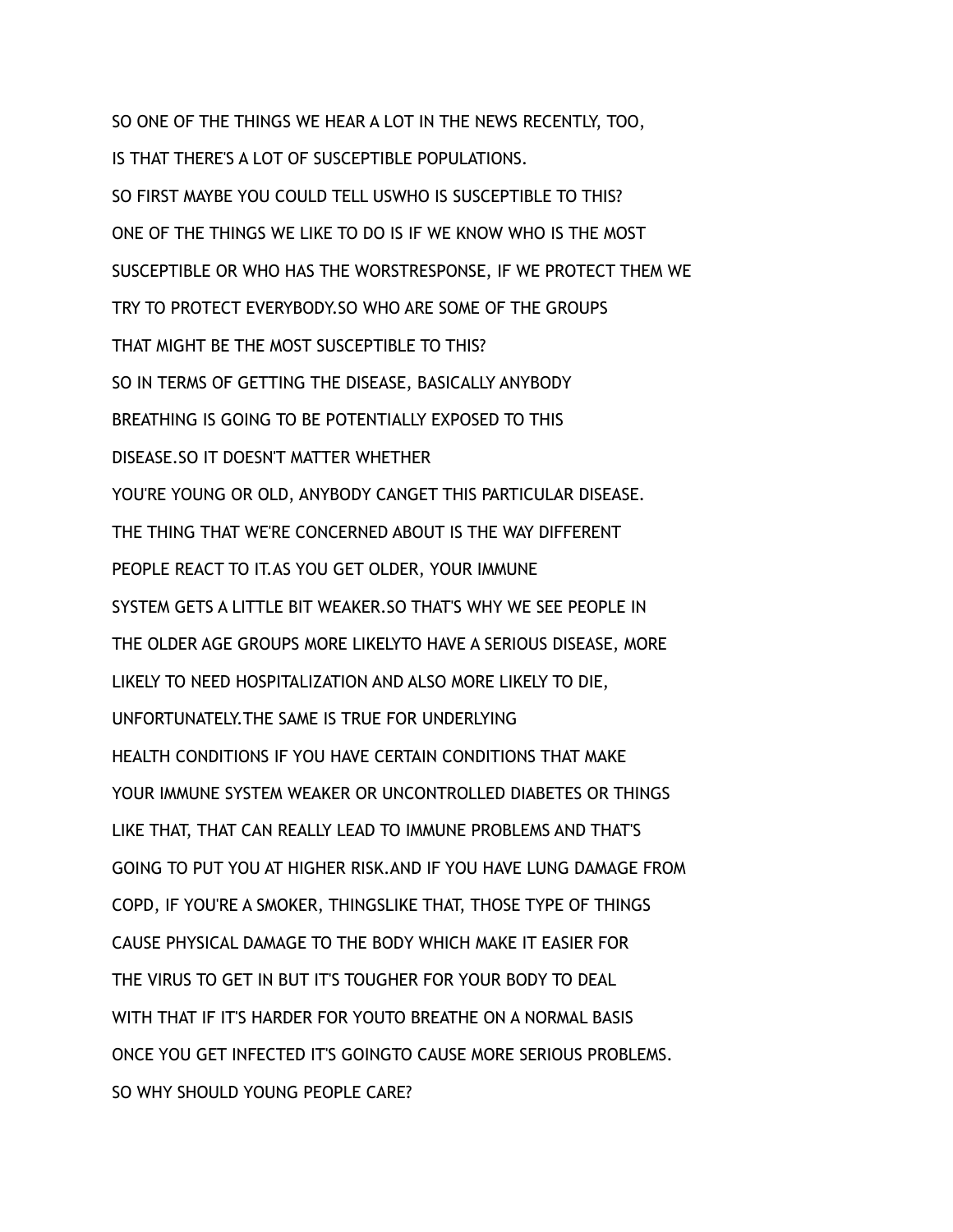SO ONE OF THE THINGS WE HEAR A LOT IN THE NEWS RECENTLY, TOO,

IS THAT THERE'S A LOT OF SUSCEPTIBLE POPULATIONS.

SO FIRST MAYBE YOU COULD TELL USWHO IS SUSCEPTIBLE TO THIS?

ONE OF THE THINGS WE LIKE TO DO IS IF WE KNOW WHO IS THE MOST

SUSCEPTIBLE OR WHO HAS THE WORSTRESPONSE, IF WE PROTECT THEM WE

TRY TO PROTECT EVERYBODY.SO WHO ARE SOME OF THE GROUPS

THAT MIGHT BE THE MOST SUSCEPTIBLE TO THIS?

SO IN TERMS OF GETTING THE DISEASE, BASICALLY ANYBODY

BREATHING IS GOING TO BE POTENTIALLY EXPOSED TO THIS

DISEASE.SO IT DOESN'T MATTER WHETHER

YOU'RE YOUNG OR OLD, ANYBODY CANGET THIS PARTICULAR DISEASE.

THE THING THAT WE'RE CONCERNED ABOUT IS THE WAY DIFFERENT

PEOPLE REACT TO IT.AS YOU GET OLDER, YOUR IMMUNE

SYSTEM GETS A LITTLE BIT WEAKER.SO THAT'S WHY WE SEE PEOPLE IN

THE OLDER AGE GROUPS MORE LIKELYTO HAVE A SERIOUS DISEASE, MORE

LIKELY TO NEED HOSPITALIZATION AND ALSO MORE LIKELY TO DIE,

UNFORTUNATELY.THE SAME IS TRUE FOR UNDERLYING

HEALTH CONDITIONS IF YOU HAVE CERTAIN CONDITIONS THAT MAKE

YOUR IMMUNE SYSTEM WEAKER OR UNCONTROLLED DIABETES OR THINGS

LIKE THAT, THAT CAN REALLY LEAD TO IMMUNE PROBLEMS AND THAT'S

GOING TO PUT YOU AT HIGHER RISK.AND IF YOU HAVE LUNG DAMAGE FROM

COPD, IF YOU'RE A SMOKER, THINGSLIKE THAT, THOSE TYPE OF THINGS

CAUSE PHYSICAL DAMAGE TO THE BODY WHICH MAKE IT EASIER FOR

THE VIRUS TO GET IN BUT IT'S TOUGHER FOR YOUR BODY TO DEAL

WITH THAT IF IT'S HARDER FOR YOUTO BREATHE ON A NORMAL BASIS

ONCE YOU GET INFECTED IT'S GOINGTO CAUSE MORE SERIOUS PROBLEMS.

SO WHY SHOULD YOUNG PEOPLE CARE?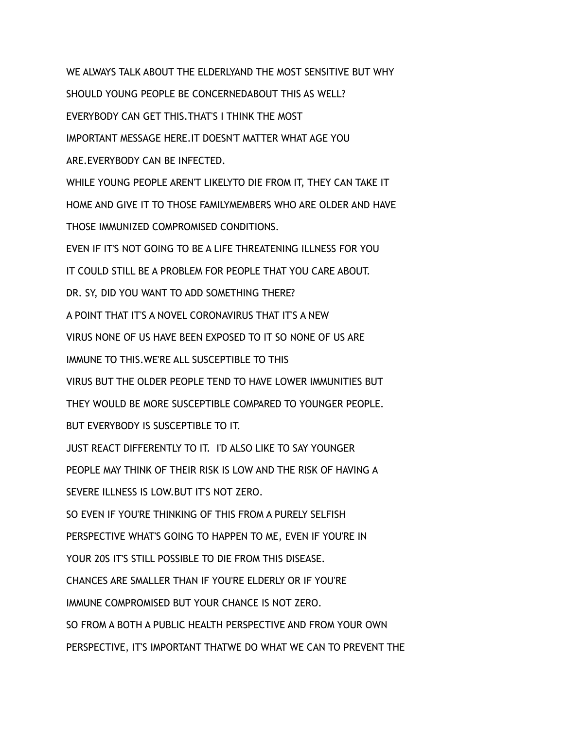WE ALWAYS TALK ABOUT THE ELDERLYAND THE MOST SENSITIVE BUT WHY

SHOULD YOUNG PEOPLE BE CONCERNEDABOUT THIS AS WELL?

EVERYBODY CAN GET THIS.THAT'S I THINK THE MOST

IMPORTANT MESSAGE HERE.IT DOESN'T MATTER WHAT AGE YOU

ARE.EVERYBODY CAN BE INFECTED.

WHILE YOUNG PEOPLE AREN'T LIKELYTO DIE FROM IT, THEY CAN TAKE IT

HOME AND GIVE IT TO THOSE FAMILYMEMBERS WHO ARE OLDER AND HAVE

THOSE IMMUNIZED COMPROMISED CONDITIONS.

EVEN IF IT'S NOT GOING TO BE A LIFE THREATENING ILLNESS FOR YOU

IT COULD STILL BE A PROBLEM FOR PEOPLE THAT YOU CARE ABOUT.

DR. SY, DID YOU WANT TO ADD SOMETHING THERE?

A POINT THAT IT'S A NOVEL CORONAVIRUS THAT IT'S A NEW

VIRUS NONE OF US HAVE BEEN EXPOSED TO IT SO NONE OF US ARE

IMMUNE TO THIS.WE'RE ALL SUSCEPTIBLE TO THIS

VIRUS BUT THE OLDER PEOPLE TEND TO HAVE LOWER IMMUNITIES BUT

THEY WOULD BE MORE SUSCEPTIBLE COMPARED TO YOUNGER PEOPLE.

BUT EVERYBODY IS SUSCEPTIBLE TO IT.

JUST REACT DIFFERENTLY TO IT.  I'D ALSO LIKE TO SAY YOUNGER

PEOPLE MAY THINK OF THEIR RISK IS LOW AND THE RISK OF HAVING A

SEVERE ILLNESS IS LOW.BUT IT'S NOT ZERO.

SO EVEN IF YOU'RE THINKING OF THIS FROM A PURELY SELFISH

PERSPECTIVE WHAT'S GOING TO HAPPEN TO ME, EVEN IF YOU'RE IN

YOUR 20S IT'S STILL POSSIBLE TO DIE FROM THIS DISEASE.

CHANCES ARE SMALLER THAN IF YOU'RE ELDERLY OR IF YOU'RE

IMMUNE COMPROMISED BUT YOUR CHANCE IS NOT ZERO.

SO FROM A BOTH A PUBLIC HEALTH PERSPECTIVE AND FROM YOUR OWN

PERSPECTIVE, IT'S IMPORTANT THATWE DO WHAT WE CAN TO PREVENT THE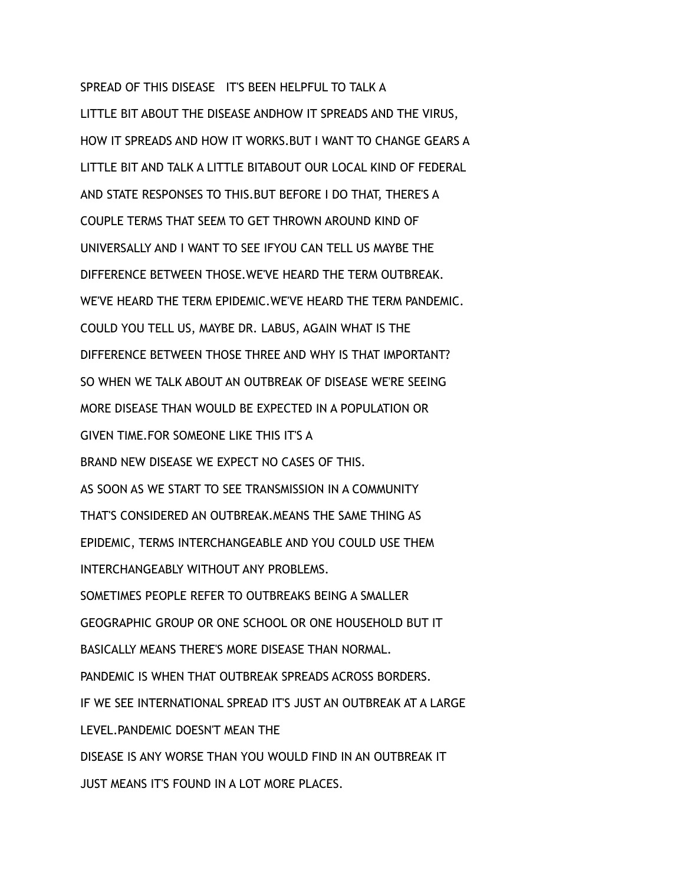SPREAD OF THIS DISEASE   IT'S BEEN HELPFUL TO TALK A

LITTLE BIT ABOUT THE DISEASE ANDHOW IT SPREADS AND THE VIRUS,

HOW IT SPREADS AND HOW IT WORKS.BUT I WANT TO CHANGE GEARS A

LITTLE BIT AND TALK A LITTLE BITABOUT OUR LOCAL KIND OF FEDERAL

AND STATE RESPONSES TO THIS.BUT BEFORE I DO THAT, THERE'S A

COUPLE TERMS THAT SEEM TO GET THROWN AROUND KIND OF

UNIVERSALLY AND I WANT TO SEE IFYOU CAN TELL US MAYBE THE

DIFFERENCE BETWEEN THOSE.WE'VE HEARD THE TERM OUTBREAK.

WE'VE HEARD THE TERM EPIDEMIC.WE'VE HEARD THE TERM PANDEMIC.

COULD YOU TELL US, MAYBE DR. LABUS, AGAIN WHAT IS THE

DIFFERENCE BETWEEN THOSE THREE AND WHY IS THAT IMPORTANT?

SO WHEN WE TALK ABOUT AN OUTBREAK OF DISEASE WE'RE SEEING

MORE DISEASE THAN WOULD BE EXPECTED IN A POPULATION OR

GIVEN TIME.FOR SOMEONE LIKE THIS IT'S A

BRAND NEW DISEASE WE EXPECT NO CASES OF THIS.

AS SOON AS WE START TO SEE TRANSMISSION IN A COMMUNITY

THAT'S CONSIDERED AN OUTBREAK.MEANS THE SAME THING AS

EPIDEMIC, TERMS INTERCHANGEABLE AND YOU COULD USE THEM

INTERCHANGEABLY WITHOUT ANY PROBLEMS.

SOMETIMES PEOPLE REFER TO OUTBREAKS BEING A SMALLER

GEOGRAPHIC GROUP OR ONE SCHOOL OR ONE HOUSEHOLD BUT IT

BASICALLY MEANS THERE'S MORE DISEASE THAN NORMAL.

PANDEMIC IS WHEN THAT OUTBREAK SPREADS ACROSS BORDERS.

IF WE SEE INTERNATIONAL SPREAD IT'S JUST AN OUTBREAK AT A LARGE

LEVEL.PANDEMIC DOESN'T MEAN THE

DISEASE IS ANY WORSE THAN YOU WOULD FIND IN AN OUTBREAK IT

JUST MEANS IT'S FOUND IN A LOT MORE PLACES.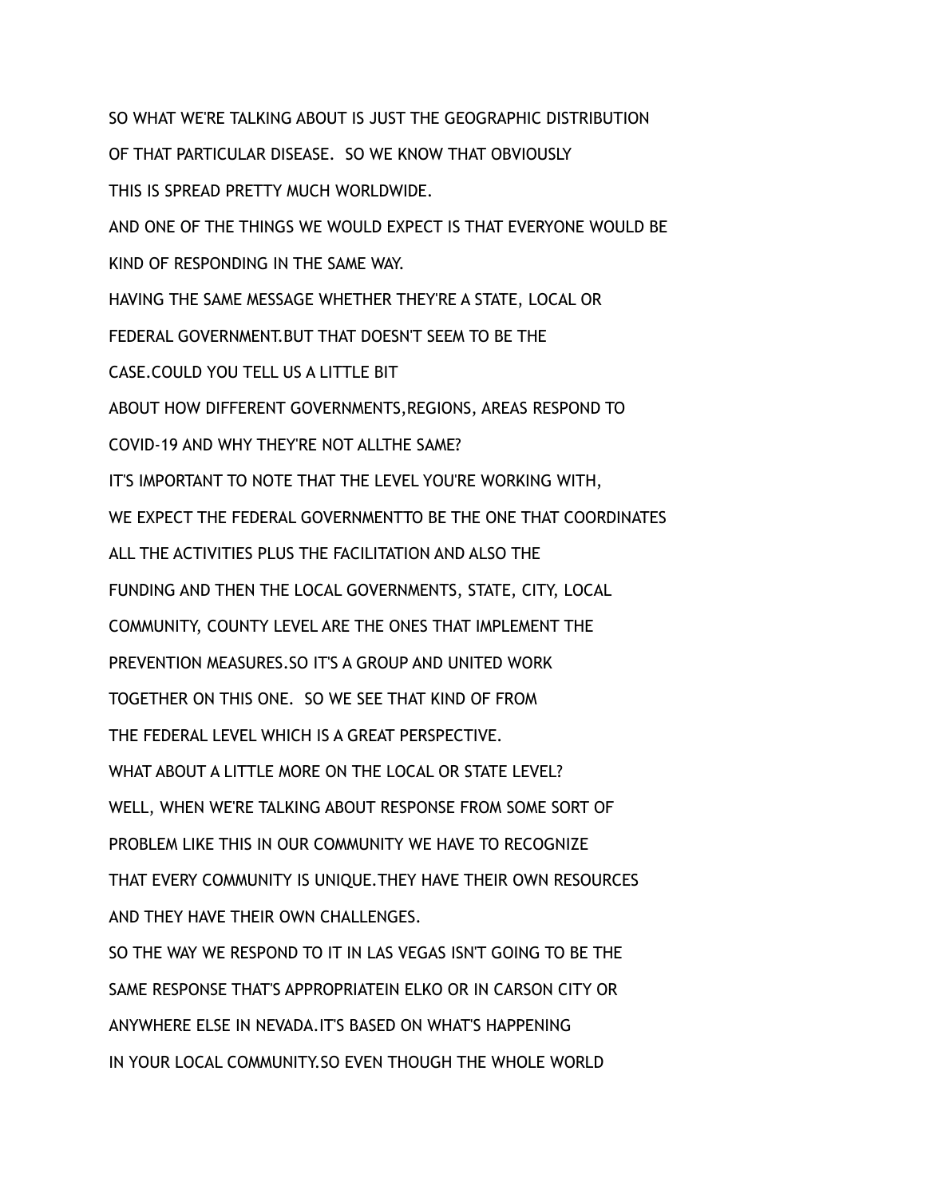SO WHAT WE'RE TALKING ABOUT IS JUST THE GEOGRAPHIC DISTRIBUTION

OF THAT PARTICULAR DISEASE.  SO WE KNOW THAT OBVIOUSLY

THIS IS SPREAD PRETTY MUCH WORLDWIDE.

AND ONE OF THE THINGS WE WOULD EXPECT IS THAT EVERYONE WOULD BE

KIND OF RESPONDING IN THE SAME WAY.

HAVING THE SAME MESSAGE WHETHER THEY'RE A STATE, LOCAL OR

FEDERAL GOVERNMENT.BUT THAT DOESN'T SEEM TO BE THE

CASE.COULD YOU TELL US A LITTLE BIT

ABOUT HOW DIFFERENT GOVERNMENTS,REGIONS, AREAS RESPOND TO

COVID-19 AND WHY THEY'RE NOT ALLTHE SAME?

IT'S IMPORTANT TO NOTE THAT THE LEVEL YOU'RE WORKING WITH,

WE EXPECT THE FEDERAL GOVERNMENTTO BE THE ONE THAT COORDINATES

ALL THE ACTIVITIES PLUS THE FACILITATION AND ALSO THE

FUNDING AND THEN THE LOCAL GOVERNMENTS, STATE, CITY, LOCAL

COMMUNITY, COUNTY LEVEL ARE THE ONES THAT IMPLEMENT THE

PREVENTION MEASURES.SO IT'S A GROUP AND UNITED WORK

TOGETHER ON THIS ONE.  SO WE SEE THAT KIND OF FROM

THE FEDERAL LEVEL WHICH IS A GREAT PERSPECTIVE.

WHAT ABOUT A LITTLE MORE ON THE LOCAL OR STATE LEVEL?

WELL, WHEN WE'RE TALKING ABOUT RESPONSE FROM SOME SORT OF

PROBLEM LIKE THIS IN OUR COMMUNITY WE HAVE TO RECOGNIZE

THAT EVERY COMMUNITY IS UNIQUE.THEY HAVE THEIR OWN RESOURCES

AND THEY HAVE THEIR OWN CHALLENGES.

SO THE WAY WE RESPOND TO IT IN LAS VEGAS ISN'T GOING TO BE THE

SAME RESPONSE THAT'S APPROPRIATEIN ELKO OR IN CARSON CITY OR

ANYWHERE ELSE IN NEVADA.IT'S BASED ON WHAT'S HAPPENING

IN YOUR LOCAL COMMUNITY.SO EVEN THOUGH THE WHOLE WORLD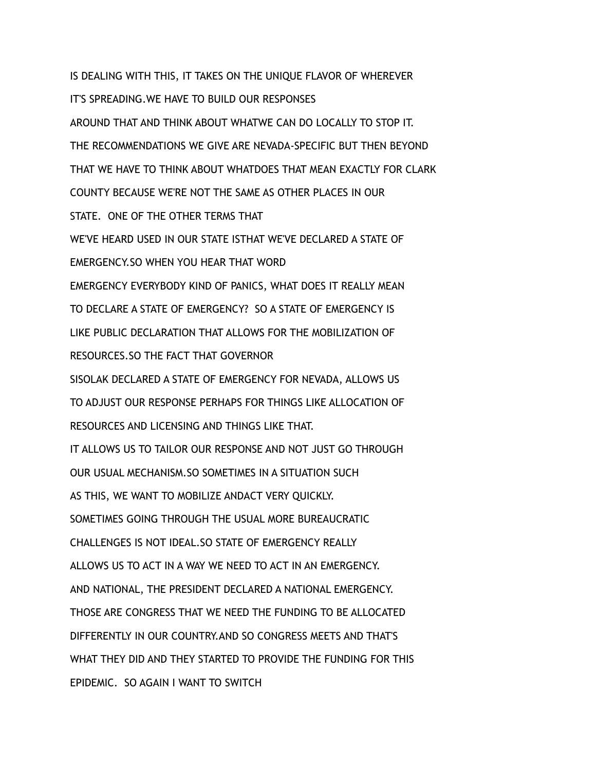IS DEALING WITH THIS, IT TAKES ON THE UNIQUE FLAVOR OF WHEREVER

IT'S SPREADING.WE HAVE TO BUILD OUR RESPONSES

AROUND THAT AND THINK ABOUT WHATWE CAN DO LOCALLY TO STOP IT.

THE RECOMMENDATIONS WE GIVE ARE NEVADA-SPECIFIC BUT THEN BEYOND

THAT WE HAVE TO THINK ABOUT WHATDOES THAT MEAN EXACTLY FOR CLARK

COUNTY BECAUSE WE'RE NOT THE SAME AS OTHER PLACES IN OUR

STATE. ONE OF THE OTHER TERMS THAT

WE'VE HEARD USED IN OUR STATE ISTHAT WE'VE DECLARED A STATE OF

EMERGENCY.SO WHEN YOU HEAR THAT WORD

EMERGENCY EVERYBODY KIND OF PANICS, WHAT DOES IT REALLY MEAN

TO DECLARE A STATE OF EMERGENCY? SO A STATE OF EMERGENCY IS

LIKE PUBLIC DECLARATION THAT ALLOWS FOR THE MOBILIZATION OF

RESOURCES.SO THE FACT THAT GOVERNOR

SISOLAK DECLARED A STATE OF EMERGENCY FOR NEVADA, ALLOWS US

TO ADJUST OUR RESPONSE PERHAPS FOR THINGS LIKE ALLOCATION OF

RESOURCES AND LICENSING AND THINGS LIKE THAT.

IT ALLOWS US TO TAILOR OUR RESPONSE AND NOT JUST GO THROUGH

OUR USUAL MECHANISM.SO SOMETIMES IN A SITUATION SUCH

AS THIS, WE WANT TO MOBILIZE ANDACT VERY QUICKLY.

SOMETIMES GOING THROUGH THE USUAL MORE BUREAUCRATIC

CHALLENGES IS NOT IDEAL.SO STATE OF EMERGENCY REALLY

ALLOWS US TO ACT IN A WAY WE NEED TO ACT IN AN EMERGENCY.

AND NATIONAL, THE PRESIDENT DECLARED A NATIONAL EMERGENCY.

THOSE ARE CONGRESS THAT WE NEED THE FUNDING TO BE ALLOCATED

DIFFERENTLY IN OUR COUNTRY.AND SO CONGRESS MEETS AND THAT'S

WHAT THEY DID AND THEY STARTED TO PROVIDE THE FUNDING FOR THIS

EPIDEMIC. SO AGAIN I WANT TO SWITCH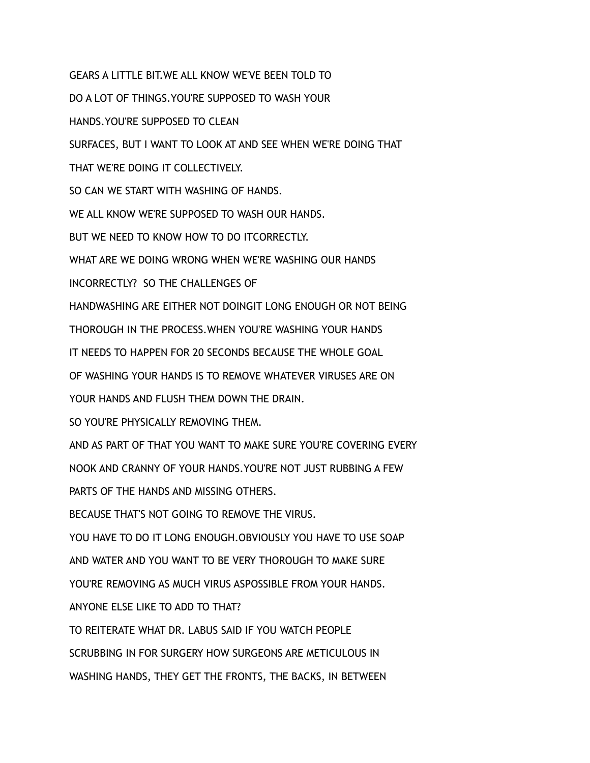GEARS A LITTLE BIT.WE ALL KNOW WE'VE BEEN TOLD TO

DO A LOT OF THINGS.YOU'RE SUPPOSED TO WASH YOUR

HANDS.YOU'RE SUPPOSED TO CLEAN

SURFACES, BUT I WANT TO LOOK AT AND SEE WHEN WE'RE DOING THAT

THAT WE'RE DOING IT COLLECTIVELY.

SO CAN WE START WITH WASHING OF HANDS.

WE ALL KNOW WE'RE SUPPOSED TO WASH OUR HANDS.

BUT WE NEED TO KNOW HOW TO DO ITCORRECTLY.

WHAT ARE WE DOING WRONG WHEN WE'RE WASHING OUR HANDS

INCORRECTLY?  SO THE CHALLENGES OF

HANDWASHING ARE EITHER NOT DOINGIT LONG ENOUGH OR NOT BEING

THOROUGH IN THE PROCESS.WHEN YOU'RE WASHING YOUR HANDS

IT NEEDS TO HAPPEN FOR 20 SECONDS BECAUSE THE WHOLE GOAL

OF WASHING YOUR HANDS IS TO REMOVE WHATEVER VIRUSES ARE ON

YOUR HANDS AND FLUSH THEM DOWN THE DRAIN.

SO YOU'RE PHYSICALLY REMOVING THEM.

AND AS PART OF THAT YOU WANT TO MAKE SURE YOU'RE COVERING EVERY

NOOK AND CRANNY OF YOUR HANDS.YOU'RE NOT JUST RUBBING A FEW

PARTS OF THE HANDS AND MISSING OTHERS.

BECAUSE THAT'S NOT GOING TO REMOVE THE VIRUS.

YOU HAVE TO DO IT LONG ENOUGH.OBVIOUSLY YOU HAVE TO USE SOAP

AND WATER AND YOU WANT TO BE VERY THOROUGH TO MAKE SURE

YOU'RE REMOVING AS MUCH VIRUS ASPOSSIBLE FROM YOUR HANDS.

ANYONE ELSE LIKE TO ADD TO THAT?

TO REITERATE WHAT DR. LABUS SAID IF YOU WATCH PEOPLE

SCRUBBING IN FOR SURGERY HOW SURGEONS ARE METICULOUS IN

WASHING HANDS, THEY GET THE FRONTS, THE BACKS, IN BETWEEN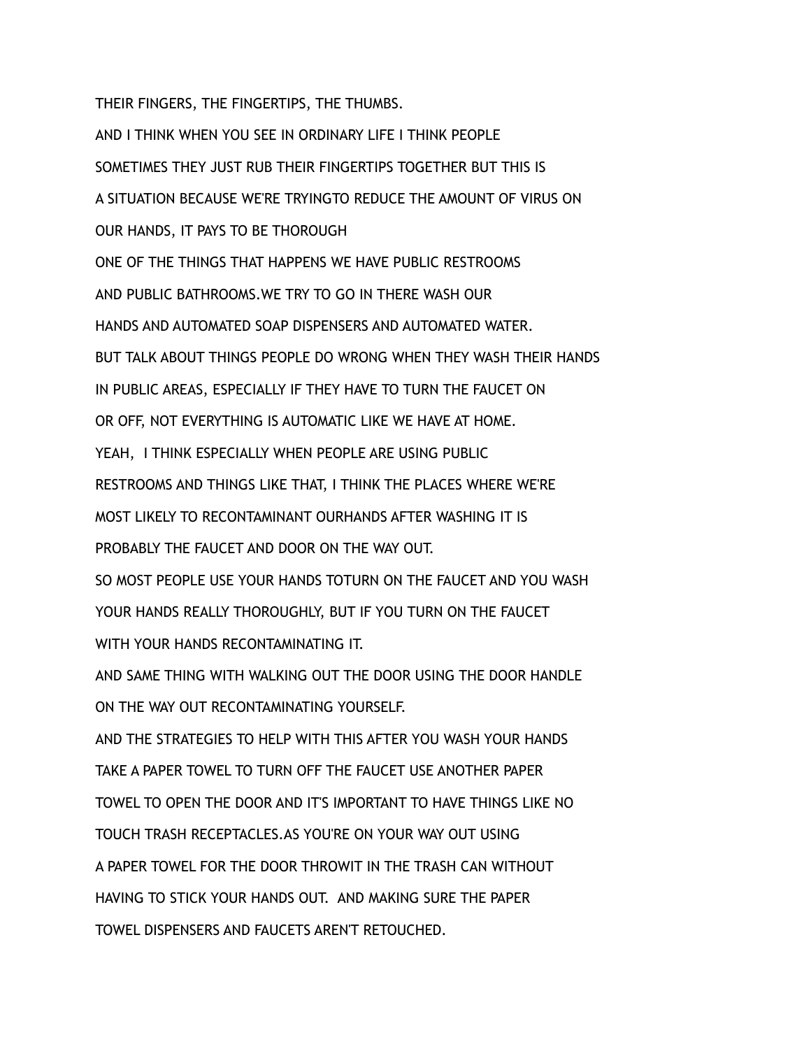THEIR FINGERS, THE FINGERTIPS, THE THUMBS.

AND I THINK WHEN YOU SEE IN ORDINARY LIFE I THINK PEOPLE

SOMETIMES THEY JUST RUB THEIR FINGERTIPS TOGETHER BUT THIS IS

A SITUATION BECAUSE WE'RE TRYINGTO REDUCE THE AMOUNT OF VIRUS ON

OUR HANDS, IT PAYS TO BE THOROUGH

ONE OF THE THINGS THAT HAPPENS WE HAVE PUBLIC RESTROOMS

AND PUBLIC BATHROOMS.WE TRY TO GO IN THERE WASH OUR

HANDS AND AUTOMATED SOAP DISPENSERS AND AUTOMATED WATER.

BUT TALK ABOUT THINGS PEOPLE DO WRONG WHEN THEY WASH THEIR HANDS

IN PUBLIC AREAS, ESPECIALLY IF THEY HAVE TO TURN THE FAUCET ON

OR OFF, NOT EVERYTHING IS AUTOMATIC LIKE WE HAVE AT HOME.

YEAH, I THINK ESPECIALLY WHEN PEOPLE ARE USING PUBLIC

RESTROOMS AND THINGS LIKE THAT, I THINK THE PLACES WHERE WE'RE

MOST LIKELY TO RECONTAMINANT OURHANDS AFTER WASHING IT IS

PROBABLY THE FAUCET AND DOOR ON THE WAY OUT.

SO MOST PEOPLE USE YOUR HANDS TOTURN ON THE FAUCET AND YOU WASH

YOUR HANDS REALLY THOROUGHLY, BUT IF YOU TURN ON THE FAUCET

WITH YOUR HANDS RECONTAMINATING IT.

AND SAME THING WITH WALKING OUT THE DOOR USING THE DOOR HANDLE

ON THE WAY OUT RECONTAMINATING YOURSELF.

AND THE STRATEGIES TO HELP WITH THIS AFTER YOU WASH YOUR HANDS

TAKE A PAPER TOWEL TO TURN OFF THE FAUCET USE ANOTHER PAPER

TOWEL TO OPEN THE DOOR AND IT'S IMPORTANT TO HAVE THINGS LIKE NO

TOUCH TRASH RECEPTACLES.AS YOU'RE ON YOUR WAY OUT USING

A PAPER TOWEL FOR THE DOOR THROWIT IN THE TRASH CAN WITHOUT

HAVING TO STICK YOUR HANDS OUT. AND MAKING SURE THE PAPER

TOWEL DISPENSERS AND FAUCETS AREN'T RETOUCHED.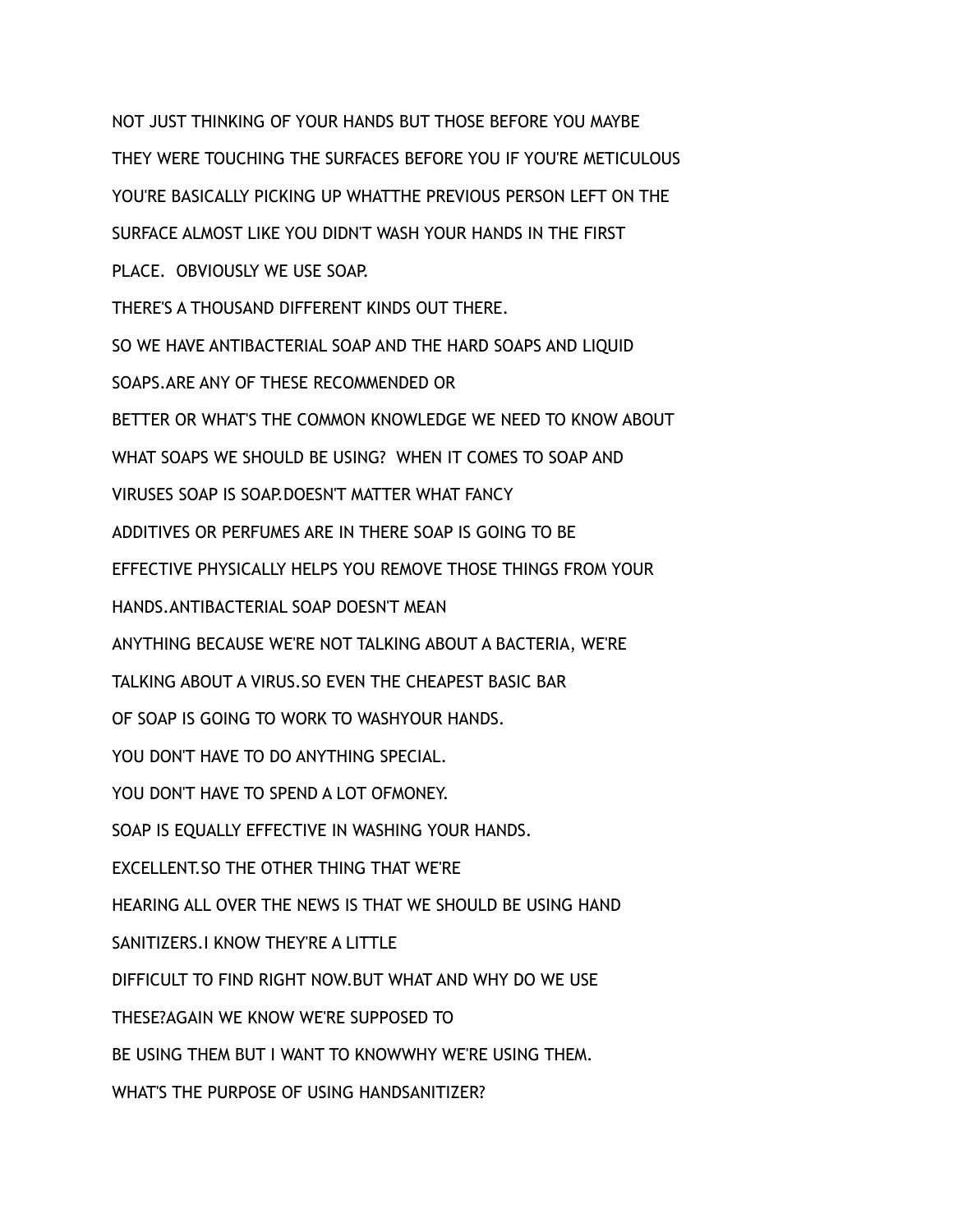NOT JUST THINKING OF YOUR HANDS BUT THOSE BEFORE YOU MAYBE

THEY WERE TOUCHING THE SURFACES BEFORE YOU IF YOU'RE METICULOUS

YOU'RE BASICALLY PICKING UP WHATTHE PREVIOUS PERSON LEFT ON THE

SURFACE ALMOST LIKE YOU DIDN'T WASH YOUR HANDS IN THE FIRST

PLACE.  OBVIOUSLY WE USE SOAP.

THERE'S A THOUSAND DIFFERENT KINDS OUT THERE.

SO WE HAVE ANTIBACTERIAL SOAP AND THE HARD SOAPS AND LIQUID

SOAPS.ARE ANY OF THESE RECOMMENDED OR

BETTER OR WHAT'S THE COMMON KNOWLEDGE WE NEED TO KNOW ABOUT

WHAT SOAPS WE SHOULD BE USING?  WHEN IT COMES TO SOAP AND

VIRUSES SOAP IS SOAP.DOESN'T MATTER WHAT FANCY

ADDITIVES OR PERFUMES ARE IN THERE SOAP IS GOING TO BE

EFFECTIVE PHYSICALLY HELPS YOU REMOVE THOSE THINGS FROM YOUR

HANDS.ANTIBACTERIAL SOAP DOESN'T MEAN

ANYTHING BECAUSE WE'RE NOT TALKING ABOUT A BACTERIA, WE'RE

TALKING ABOUT A VIRUS.SO EVEN THE CHEAPEST BASIC BAR

OF SOAP IS GOING TO WORK TO WASHYOUR HANDS.

YOU DON'T HAVE TO DO ANYTHING SPECIAL.

YOU DON'T HAVE TO SPEND A LOT OFMONEY.

SOAP IS EQUALLY EFFECTIVE IN WASHING YOUR HANDS.

EXCELLENT.SO THE OTHER THING THAT WE'RE

HEARING ALL OVER THE NEWS IS THAT WE SHOULD BE USING HAND

SANITIZERS.I KNOW THEY'RE A LITTLE

DIFFICULT TO FIND RIGHT NOW.BUT WHAT AND WHY DO WE USE

THESE?AGAIN WE KNOW WE'RE SUPPOSED TO

BE USING THEM BUT I WANT TO KNOWWHY WE'RE USING THEM.

WHAT'S THE PURPOSE OF USING HANDSANITIZER?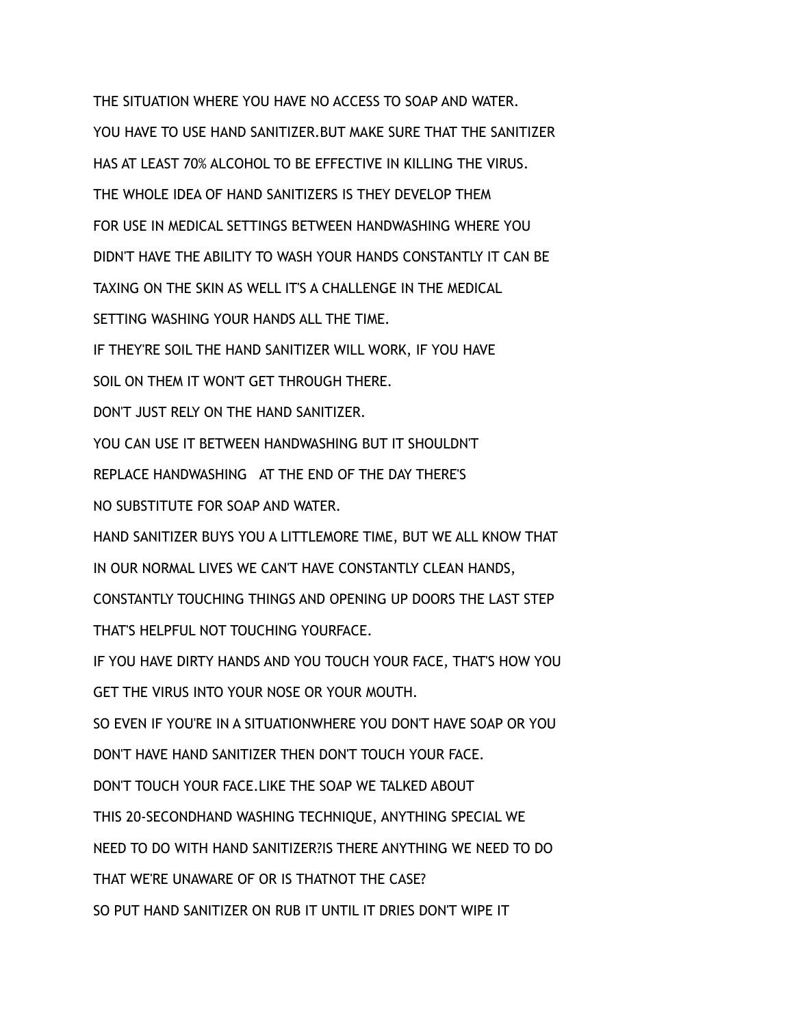THE SITUATION WHERE YOU HAVE NO ACCESS TO SOAP AND WATER.

YOU HAVE TO USE HAND SANITIZER.BUT MAKE SURE THAT THE SANITIZER

HAS AT LEAST 70% ALCOHOL TO BE EFFECTIVE IN KILLING THE VIRUS.

THE WHOLE IDEA OF HAND SANITIZERS IS THEY DEVELOP THEM

FOR USE IN MEDICAL SETTINGS BETWEEN HANDWASHING WHERE YOU

DIDN'T HAVE THE ABILITY TO WASH YOUR HANDS CONSTANTLY IT CAN BE

TAXING ON THE SKIN AS WELL IT'S A CHALLENGE IN THE MEDICAL

SETTING WASHING YOUR HANDS ALL THE TIME.

IF THEY'RE SOIL THE HAND SANITIZER WILL WORK, IF YOU HAVE

SOIL ON THEM IT WON'T GET THROUGH THERE.

DON'T JUST RELY ON THE HAND SANITIZER.

YOU CAN USE IT BETWEEN HANDWASHING BUT IT SHOULDN'T

REPLACE HANDWASHING   AT THE END OF THE DAY THERE'S

NO SUBSTITUTE FOR SOAP AND WATER.

HAND SANITIZER BUYS YOU A LITTLEMORE TIME, BUT WE ALL KNOW THAT

IN OUR NORMAL LIVES WE CAN'T HAVE CONSTANTLY CLEAN HANDS,

CONSTANTLY TOUCHING THINGS AND OPENING UP DOORS THE LAST STEP

THAT'S HELPFUL NOT TOUCHING YOURFACE.

IF YOU HAVE DIRTY HANDS AND YOU TOUCH YOUR FACE, THAT'S HOW YOU

GET THE VIRUS INTO YOUR NOSE OR YOUR MOUTH.

SO EVEN IF YOU'RE IN A SITUATIONWHERE YOU DON'T HAVE SOAP OR YOU

DON'T HAVE HAND SANITIZER THEN DON'T TOUCH YOUR FACE.

DON'T TOUCH YOUR FACE.LIKE THE SOAP WE TALKED ABOUT

THIS 20-SECONDHAND WASHING TECHNIQUE, ANYTHING SPECIAL WE

NEED TO DO WITH HAND SANITIZER?IS THERE ANYTHING WE NEED TO DO

THAT WE'RE UNAWARE OF OR IS THATNOT THE CASE?

SO PUT HAND SANITIZER ON RUB IT UNTIL IT DRIES DON'T WIPE IT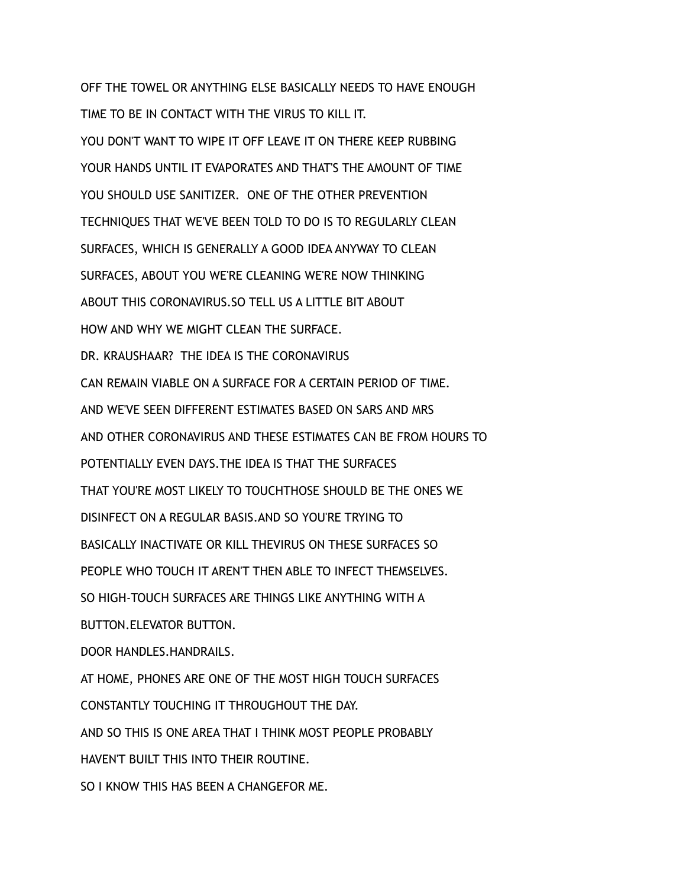OFF THE TOWEL OR ANYTHING ELSE BASICALLY NEEDS TO HAVE ENOUGH

TIME TO BE IN CONTACT WITH THE VIRUS TO KILL IT.

YOU DON'T WANT TO WIPE IT OFF LEAVE IT ON THERE KEEP RUBBING

YOUR HANDS UNTIL IT EVAPORATES AND THAT'S THE AMOUNT OF TIME

YOU SHOULD USE SANITIZER.  ONE OF THE OTHER PREVENTION

TECHNIQUES THAT WE'VE BEEN TOLD TO DO IS TO REGULARLY CLEAN

SURFACES, WHICH IS GENERALLY A GOOD IDEA ANYWAY TO CLEAN

SURFACES, ABOUT YOU WE'RE CLEANING WE'RE NOW THINKING

ABOUT THIS CORONAVIRUS.SO TELL US A LITTLE BIT ABOUT

HOW AND WHY WE MIGHT CLEAN THE SURFACE.

DR. KRAUSHAAR?  THE IDEA IS THE CORONAVIRUS

CAN REMAIN VIABLE ON A SURFACE FOR A CERTAIN PERIOD OF TIME.

AND WE'VE SEEN DIFFERENT ESTIMATES BASED ON SARS AND MRS

AND OTHER CORONAVIRUS AND THESE ESTIMATES CAN BE FROM HOURS TO

POTENTIALLY EVEN DAYS.THE IDEA IS THAT THE SURFACES

THAT YOU'RE MOST LIKELY TO TOUCHTHOSE SHOULD BE THE ONES WE

DISINFECT ON A REGULAR BASIS.AND SO YOU'RE TRYING TO

BASICALLY INACTIVATE OR KILL THEVIRUS ON THESE SURFACES SO

PEOPLE WHO TOUCH IT AREN'T THEN ABLE TO INFECT THEMSELVES.

SO HIGH-TOUCH SURFACES ARE THINGS LIKE ANYTHING WITH A

BUTTON.ELEVATOR BUTTON.

DOOR HANDLES.HANDRAILS.

AT HOME, PHONES ARE ONE OF THE MOST HIGH TOUCH SURFACES

CONSTANTLY TOUCHING IT THROUGHOUT THE DAY.

AND SO THIS IS ONE AREA THAT I THINK MOST PEOPLE PROBABLY

HAVEN'T BUILT THIS INTO THEIR ROUTINE.

SO I KNOW THIS HAS BEEN A CHANGEFOR ME.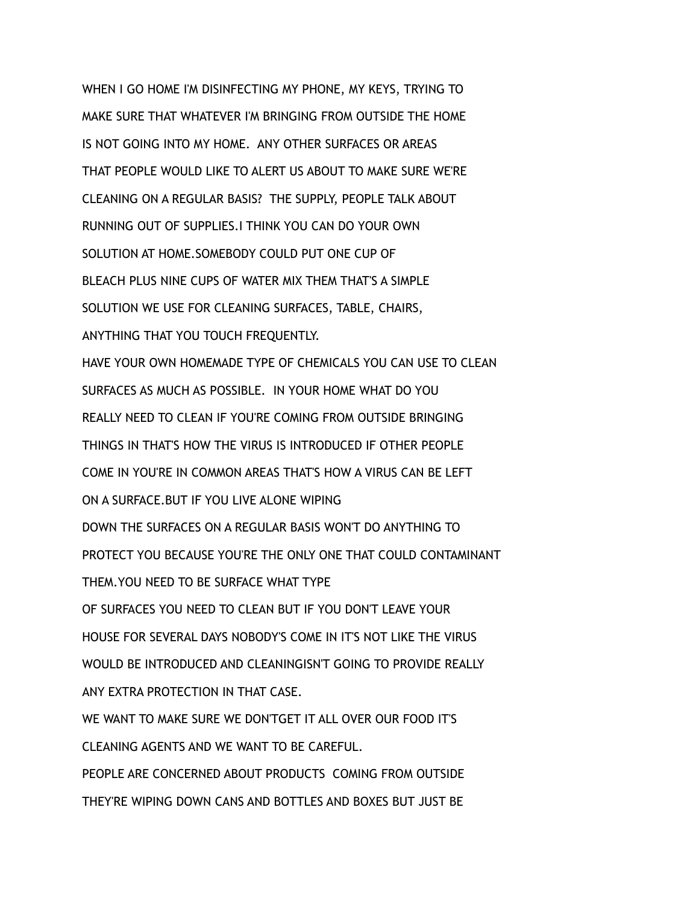WHEN I GO HOME I'M DISINFECTING MY PHONE, MY KEYS, TRYING TO MAKE SURE THAT WHATEVER I'M BRINGING FROM OUTSIDE THE HOME IS NOT GOING INTO MY HOME.  ANY OTHER SURFACES OR AREAS THAT PEOPLE WOULD LIKE TO ALERT US ABOUT TO MAKE SURE WE'RE CLEANING ON A REGULAR BASIS?  THE SUPPLY, PEOPLE TALK ABOUT RUNNING OUT OF SUPPLIES.I THINK YOU CAN DO YOUR OWN SOLUTION AT HOME.SOMEBODY COULD PUT ONE CUP OF BLEACH PLUS NINE CUPS OF WATER MIX THEM THAT'S A SIMPLE SOLUTION WE USE FOR CLEANING SURFACES, TABLE, CHAIRS, ANYTHING THAT YOU TOUCH FREQUENTLY.

HAVE YOUR OWN HOMEMADE TYPE OF CHEMICALS YOU CAN USE TO CLEAN SURFACES AS MUCH AS POSSIBLE.  IN YOUR HOME WHAT DO YOU REALLY NEED TO CLEAN IF YOU'RE COMING FROM OUTSIDE BRINGING THINGS IN THAT'S HOW THE VIRUS IS INTRODUCED IF OTHER PEOPLE COME IN YOU'RE IN COMMON AREAS THAT'S HOW A VIRUS CAN BE LEFT ON A SURFACE.BUT IF YOU LIVE ALONE WIPING DOWN THE SURFACES ON A REGULAR BASIS WON'T DO ANYTHING TO PROTECT YOU BECAUSE YOU'RE THE ONLY ONE THAT COULD CONTAMINANT THEM.YOU NEED TO BE SURFACE WHAT TYPE OF SURFACES YOU NEED TO CLEAN BUT IF YOU DON'T LEAVE YOUR HOUSE FOR SEVERAL DAYS NOBODY'S COME IN IT'S NOT LIKE THE VIRUS WOULD BE INTRODUCED AND CLEANINGISN'T GOING TO PROVIDE REALLY ANY EXTRA PROTECTION IN THAT CASE.

WE WANT TO MAKE SURE WE DON'TGET IT ALL OVER OUR FOOD IT'S CLEANING AGENTS AND WE WANT TO BE CAREFUL.

PEOPLE ARE CONCERNED ABOUT PRODUCTS  COMING FROM OUTSIDE THEY'RE WIPING DOWN CANS AND BOTTLES AND BOXES BUT JUST BE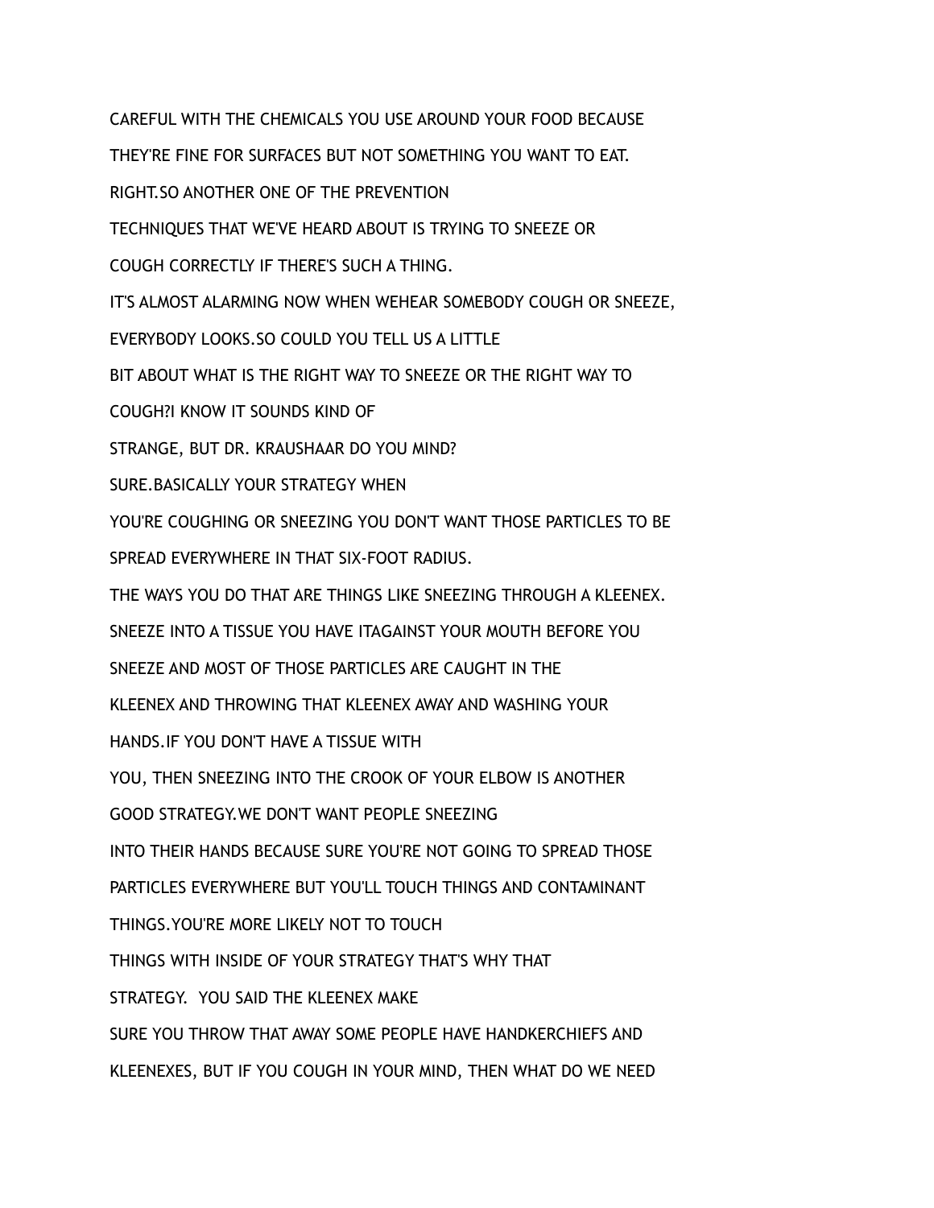CAREFUL WITH THE CHEMICALS YOU USE AROUND YOUR FOOD BECAUSE

THEY'RE FINE FOR SURFACES BUT NOT SOMETHING YOU WANT TO EAT.

RIGHT.SO ANOTHER ONE OF THE PREVENTION

TECHNIQUES THAT WE'VE HEARD ABOUT IS TRYING TO SNEEZE OR

COUGH CORRECTLY IF THERE'S SUCH A THING.

IT'S ALMOST ALARMING NOW WHEN WEHEAR SOMEBODY COUGH OR SNEEZE,

EVERYBODY LOOKS.SO COULD YOU TELL US A LITTLE

BIT ABOUT WHAT IS THE RIGHT WAY TO SNEEZE OR THE RIGHT WAY TO

COUGH?I KNOW IT SOUNDS KIND OF

STRANGE, BUT DR. KRAUSHAAR DO YOU MIND?

SURE.BASICALLY YOUR STRATEGY WHEN

YOU'RE COUGHING OR SNEEZING YOU DON'T WANT THOSE PARTICLES TO BE

SPREAD EVERYWHERE IN THAT SIX-FOOT RADIUS.

THE WAYS YOU DO THAT ARE THINGS LIKE SNEEZING THROUGH A KLEENEX.

SNEEZE INTO A TISSUE YOU HAVE ITAGAINST YOUR MOUTH BEFORE YOU

SNEEZE AND MOST OF THOSE PARTICLES ARE CAUGHT IN THE

KLEENEX AND THROWING THAT KLEENEX AWAY AND WASHING YOUR

HANDS.IF YOU DON'T HAVE A TISSUE WITH

YOU, THEN SNEEZING INTO THE CROOK OF YOUR ELBOW IS ANOTHER

GOOD STRATEGY.WE DON'T WANT PEOPLE SNEEZING

INTO THEIR HANDS BECAUSE SURE YOU'RE NOT GOING TO SPREAD THOSE

PARTICLES EVERYWHERE BUT YOU'LL TOUCH THINGS AND CONTAMINANT

THINGS.YOU'RE MORE LIKELY NOT TO TOUCH

THINGS WITH INSIDE OF YOUR STRATEGY THAT'S WHY THAT

STRATEGY.  YOU SAID THE KLEENEX MAKE

SURE YOU THROW THAT AWAY SOME PEOPLE HAVE HANDKERCHIEFS AND

KLEENEXES, BUT IF YOU COUGH IN YOUR MIND, THEN WHAT DO WE NEED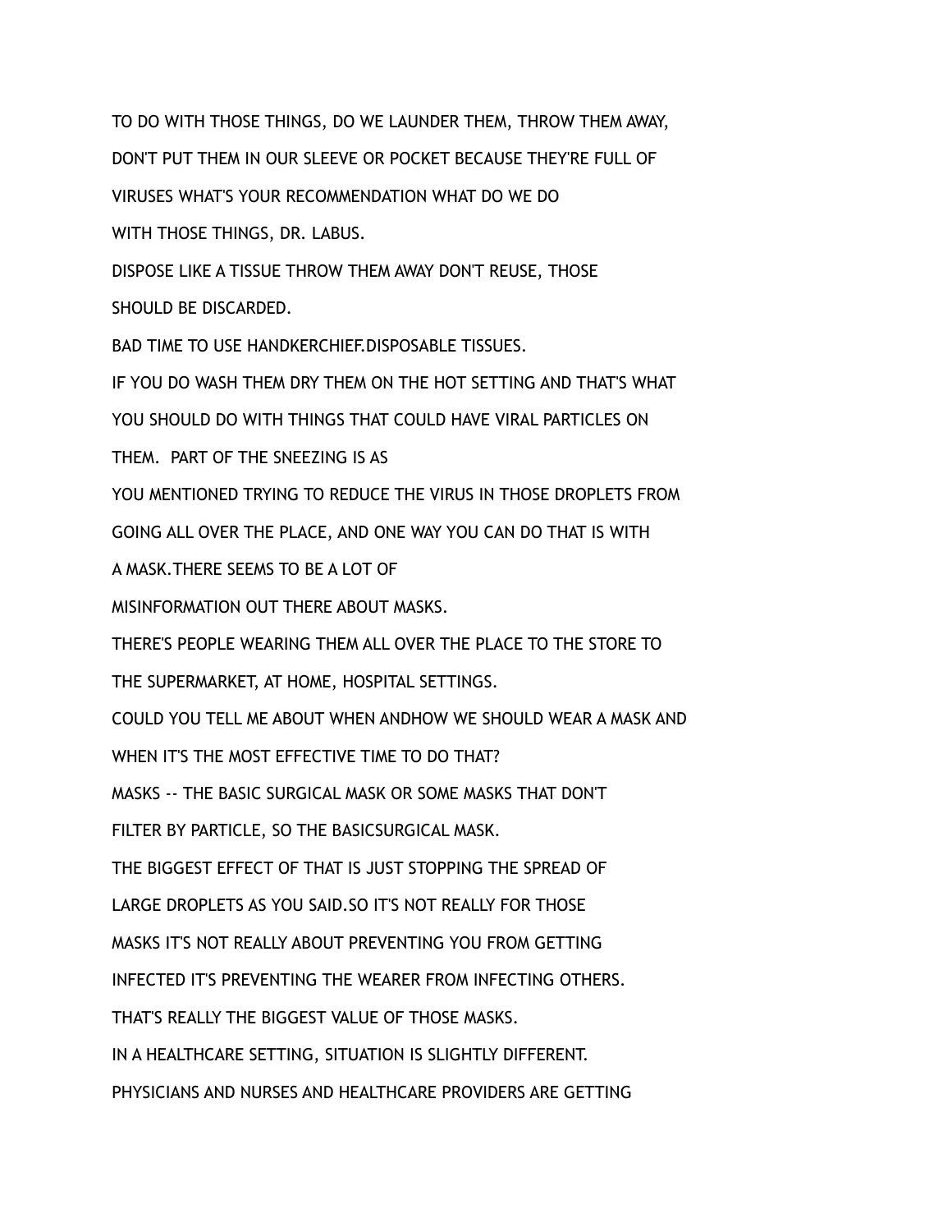TO DO WITH THOSE THINGS, DO WE LAUNDER THEM, THROW THEM AWAY, DON'T PUT THEM IN OUR SLEEVE OR POCKET BECAUSE THEY'RE FULL OF VIRUSES WHAT'S YOUR RECOMMENDATION WHAT DO WE DO WITH THOSE THINGS, DR. LABUS.

DISPOSE LIKE A TISSUE THROW THEM AWAY DON'T REUSE, THOSE SHOULD BE DISCARDED.

BAD TIME TO USE HANDKERCHIEF.DISPOSABLE TISSUES.

IF YOU DO WASH THEM DRY THEM ON THE HOT SETTING AND THAT'S WHAT YOU SHOULD DO WITH THINGS THAT COULD HAVE VIRAL PARTICLES ON THEM. PART OF THE SNEEZING IS AS YOU MENTIONED TRYING TO REDUCE THE VIRUS IN THOSE DROPLETS FROM GOING ALL OVER THE PLACE, AND ONE WAY YOU CAN DO THAT IS WITH A MASK.THERE SEEMS TO BE A LOT OF MISINFORMATION OUT THERE ABOUT MASKS.

THERE'S PEOPLE WEARING THEM ALL OVER THE PLACE TO THE STORE TO THE SUPERMARKET, AT HOME, HOSPITAL SETTINGS.

COULD YOU TELL ME ABOUT WHEN ANDHOW WE SHOULD WEAR A MASK AND WHEN IT'S THE MOST EFFECTIVE TIME TO DO THAT?

MASKS -- THE BASIC SURGICAL MASK OR SOME MASKS THAT DON'T FILTER BY PARTICLE, SO THE BASICSURGICAL MASK.

THE BIGGEST EFFECT OF THAT IS JUST STOPPING THE SPREAD OF LARGE DROPLETS AS YOU SAID.SO IT'S NOT REALLY FOR THOSE MASKS IT'S NOT REALLY ABOUT PREVENTING YOU FROM GETTING INFECTED IT'S PREVENTING THE WEARER FROM INFECTING OTHERS.

THAT'S REALLY THE BIGGEST VALUE OF THOSE MASKS.

IN A HEALTHCARE SETTING, SITUATION IS SLIGHTLY DIFFERENT.

PHYSICIANS AND NURSES AND HEALTHCARE PROVIDERS ARE GETTING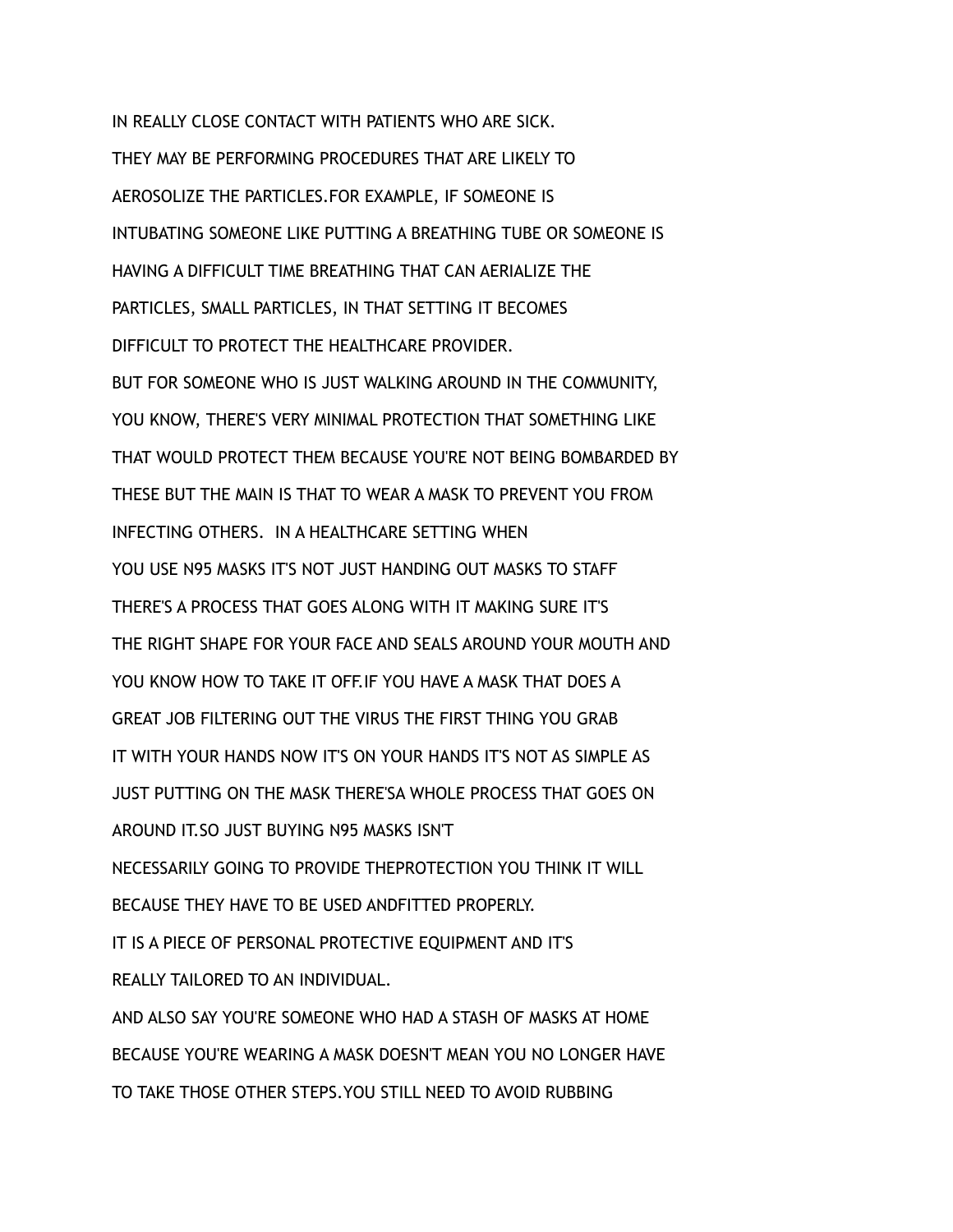IN REALLY CLOSE CONTACT WITH PATIENTS WHO ARE SICK.

THEY MAY BE PERFORMING PROCEDURES THAT ARE LIKELY TO

AEROSOLIZE THE PARTICLES.FOR EXAMPLE, IF SOMEONE IS

INTUBATING SOMEONE LIKE PUTTING A BREATHING TUBE OR SOMEONE IS

HAVING A DIFFICULT TIME BREATHING THAT CAN AERIALIZE THE

PARTICLES, SMALL PARTICLES, IN THAT SETTING IT BECOMES

DIFFICULT TO PROTECT THE HEALTHCARE PROVIDER.

BUT FOR SOMEONE WHO IS JUST WALKING AROUND IN THE COMMUNITY,

YOU KNOW, THERE'S VERY MINIMAL PROTECTION THAT SOMETHING LIKE

THAT WOULD PROTECT THEM BECAUSE YOU'RE NOT BEING BOMBARDED BY

THESE BUT THE MAIN IS THAT TO WEAR A MASK TO PREVENT YOU FROM

INFECTING OTHERS.  IN A HEALTHCARE SETTING WHEN

YOU USE N95 MASKS IT'S NOT JUST HANDING OUT MASKS TO STAFF

THERE'S A PROCESS THAT GOES ALONG WITH IT MAKING SURE IT'S

THE RIGHT SHAPE FOR YOUR FACE AND SEALS AROUND YOUR MOUTH AND

YOU KNOW HOW TO TAKE IT OFF.IF YOU HAVE A MASK THAT DOES A

GREAT JOB FILTERING OUT THE VIRUS THE FIRST THING YOU GRAB

IT WITH YOUR HANDS NOW IT'S ON YOUR HANDS IT'S NOT AS SIMPLE AS

JUST PUTTING ON THE MASK THERE'SA WHOLE PROCESS THAT GOES ON

AROUND IT.SO JUST BUYING N95 MASKS ISN'T

NECESSARILY GOING TO PROVIDE THEPROTECTION YOU THINK IT WILL

BECAUSE THEY HAVE TO BE USED ANDFITTED PROPERLY.

IT IS A PIECE OF PERSONAL PROTECTIVE EQUIPMENT AND IT'S

REALLY TAILORED TO AN INDIVIDUAL.

AND ALSO SAY YOU'RE SOMEONE WHO HAD A STASH OF MASKS AT HOME

BECAUSE YOU'RE WEARING A MASK DOESN'T MEAN YOU NO LONGER HAVE

TO TAKE THOSE OTHER STEPS.YOU STILL NEED TO AVOID RUBBING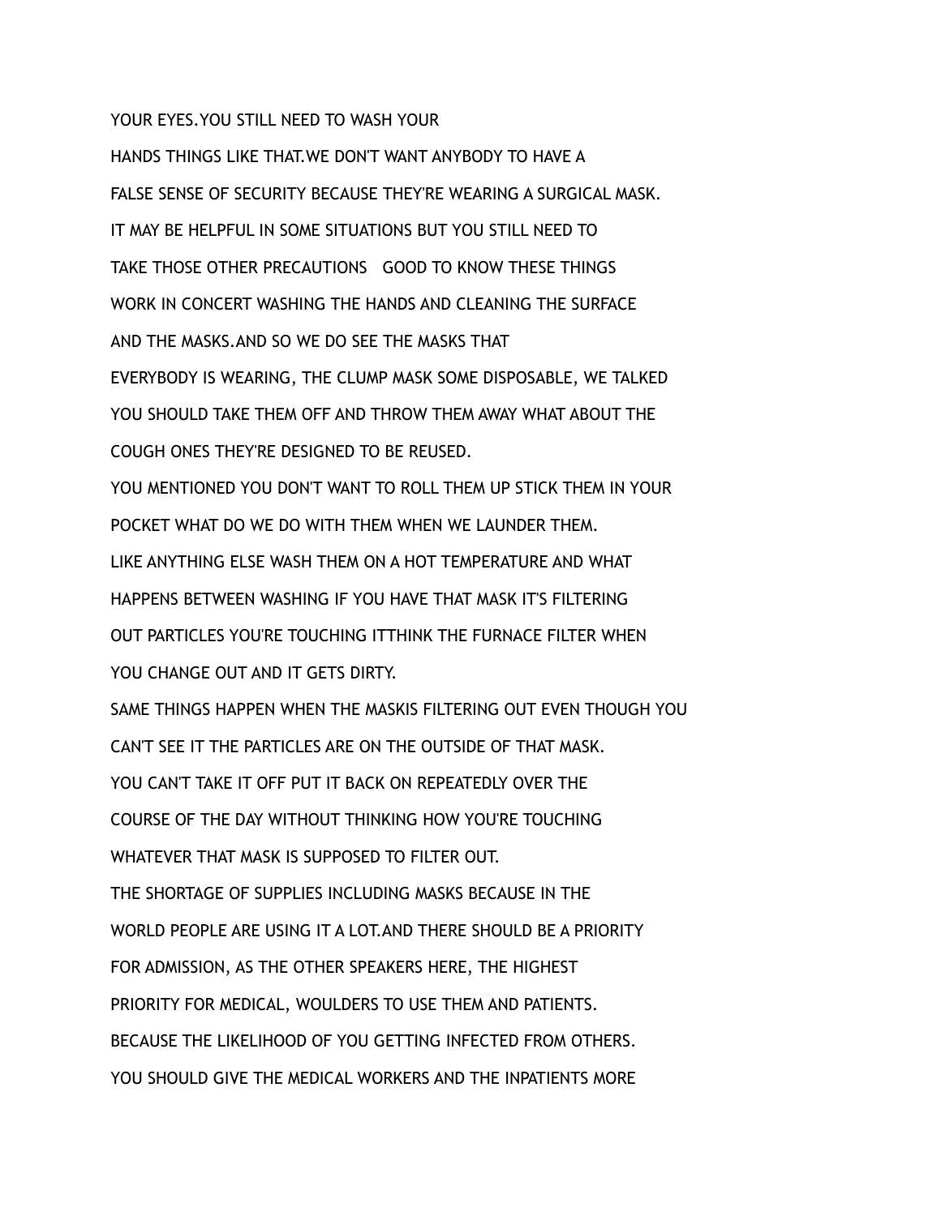YOUR EYES.YOU STILL NEED TO WASH YOUR

HANDS THINGS LIKE THAT.WE DON'T WANT ANYBODY TO HAVE A

FALSE SENSE OF SECURITY BECAUSE THEY'RE WEARING A SURGICAL MASK.

IT MAY BE HELPFUL IN SOME SITUATIONS BUT YOU STILL NEED TO

TAKE THOSE OTHER PRECAUTIONS   GOOD TO KNOW THESE THINGS

WORK IN CONCERT WASHING THE HANDS AND CLEANING THE SURFACE

AND THE MASKS.AND SO WE DO SEE THE MASKS THAT

EVERYBODY IS WEARING, THE CLUMP MASK SOME DISPOSABLE, WE TALKED

YOU SHOULD TAKE THEM OFF AND THROW THEM AWAY WHAT ABOUT THE

COUGH ONES THEY'RE DESIGNED TO BE REUSED.

YOU MENTIONED YOU DON'T WANT TO ROLL THEM UP STICK THEM IN YOUR

POCKET WHAT DO WE DO WITH THEM WHEN WE LAUNDER THEM.

LIKE ANYTHING ELSE WASH THEM ON A HOT TEMPERATURE AND WHAT

HAPPENS BETWEEN WASHING IF YOU HAVE THAT MASK IT'S FILTERING

OUT PARTICLES YOU'RE TOUCHING ITTHINK THE FURNACE FILTER WHEN

YOU CHANGE OUT AND IT GETS DIRTY.

SAME THINGS HAPPEN WHEN THE MASKIS FILTERING OUT EVEN THOUGH YOU

CAN'T SEE IT THE PARTICLES ARE ON THE OUTSIDE OF THAT MASK.

YOU CAN'T TAKE IT OFF PUT IT BACK ON REPEATEDLY OVER THE

COURSE OF THE DAY WITHOUT THINKING HOW YOU'RE TOUCHING

WHATEVER THAT MASK IS SUPPOSED TO FILTER OUT.

THE SHORTAGE OF SUPPLIES INCLUDING MASKS BECAUSE IN THE

WORLD PEOPLE ARE USING IT A LOT.AND THERE SHOULD BE A PRIORITY

FOR ADMISSION, AS THE OTHER SPEAKERS HERE, THE HIGHEST

PRIORITY FOR MEDICAL, WOULDERS TO USE THEM AND PATIENTS.

BECAUSE THE LIKELIHOOD OF YOU GETTING INFECTED FROM OTHERS.

YOU SHOULD GIVE THE MEDICAL WORKERS AND THE INPATIENTS MORE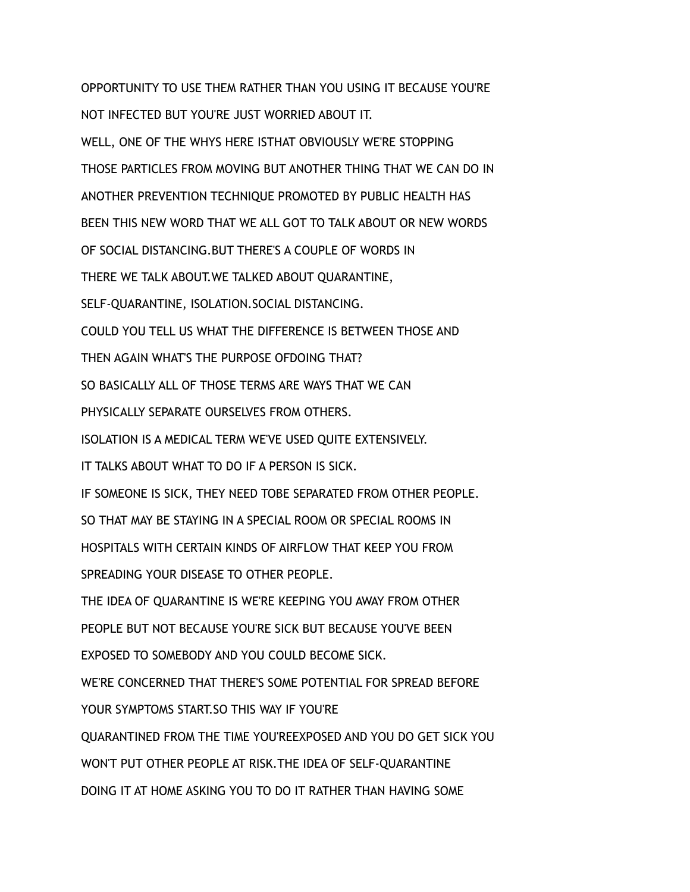OPPORTUNITY TO USE THEM RATHER THAN YOU USING IT BECAUSE YOU'RE NOT INFECTED BUT YOU'RE JUST WORRIED ABOUT IT.

WELL, ONE OF THE WHYS HERE ISTHAT OBVIOUSLY WE'RE STOPPING THOSE PARTICLES FROM MOVING BUT ANOTHER THING THAT WE CAN DO IN ANOTHER PREVENTION TECHNIQUE PROMOTED BY PUBLIC HEALTH HAS BEEN THIS NEW WORD THAT WE ALL GOT TO TALK ABOUT OR NEW WORDS OF SOCIAL DISTANCING.BUT THERE'S A COUPLE OF WORDS IN THERE WE TALK ABOUT.WE TALKED ABOUT QUARANTINE, SELF-QUARANTINE, ISOLATION.SOCIAL DISTANCING.

COULD YOU TELL US WHAT THE DIFFERENCE IS BETWEEN THOSE AND THEN AGAIN WHAT'S THE PURPOSE OFDOING THAT?

SO BASICALLY ALL OF THOSE TERMS ARE WAYS THAT WE CAN PHYSICALLY SEPARATE OURSELVES FROM OTHERS.

ISOLATION IS A MEDICAL TERM WE'VE USED QUITE EXTENSIVELY.

IT TALKS ABOUT WHAT TO DO IF A PERSON IS SICK.

IF SOMEONE IS SICK, THEY NEED TOBE SEPARATED FROM OTHER PEOPLE.

SO THAT MAY BE STAYING IN A SPECIAL ROOM OR SPECIAL ROOMS IN HOSPITALS WITH CERTAIN KINDS OF AIRFLOW THAT KEEP YOU FROM SPREADING YOUR DISEASE TO OTHER PEOPLE.

THE IDEA OF QUARANTINE IS WE'RE KEEPING YOU AWAY FROM OTHER PEOPLE BUT NOT BECAUSE YOU'RE SICK BUT BECAUSE YOU'VE BEEN EXPOSED TO SOMEBODY AND YOU COULD BECOME SICK.

WE'RE CONCERNED THAT THERE'S SOME POTENTIAL FOR SPREAD BEFORE YOUR SYMPTOMS START.SO THIS WAY IF YOU'RE QUARANTINED FROM THE TIME YOU'REEXPOSED AND YOU DO GET SICK YOU WON'T PUT OTHER PEOPLE AT RISK.THE IDEA OF SELF-QUARANTINE DOING IT AT HOME ASKING YOU TO DO IT RATHER THAN HAVING SOME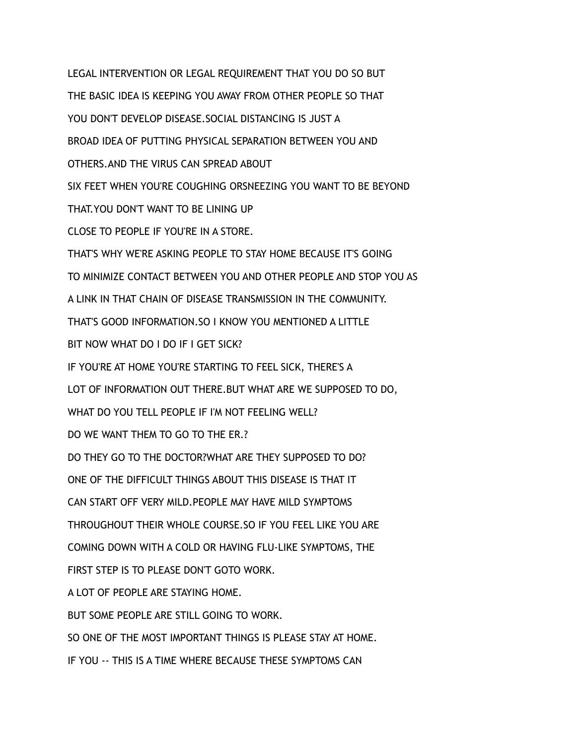LEGAL INTERVENTION OR LEGAL REQUIREMENT THAT YOU DO SO BUT

THE BASIC IDEA IS KEEPING YOU AWAY FROM OTHER PEOPLE SO THAT

YOU DON'T DEVELOP DISEASE.SOCIAL DISTANCING IS JUST A

BROAD IDEA OF PUTTING PHYSICAL SEPARATION BETWEEN YOU AND

OTHERS.AND THE VIRUS CAN SPREAD ABOUT

SIX FEET WHEN YOU'RE COUGHING ORSNEEZING YOU WANT TO BE BEYOND

THAT.YOU DON'T WANT TO BE LINING UP

CLOSE TO PEOPLE IF YOU'RE IN A STORE.

THAT'S WHY WE'RE ASKING PEOPLE TO STAY HOME BECAUSE IT'S GOING

TO MINIMIZE CONTACT BETWEEN YOU AND OTHER PEOPLE AND STOP YOU AS

A LINK IN THAT CHAIN OF DISEASE TRANSMISSION IN THE COMMUNITY.

THAT'S GOOD INFORMATION.SO I KNOW YOU MENTIONED A LITTLE

BIT NOW WHAT DO I DO IF I GET SICK?

IF YOU'RE AT HOME YOU'RE STARTING TO FEEL SICK, THERE'S A

LOT OF INFORMATION OUT THERE.BUT WHAT ARE WE SUPPOSED TO DO,

WHAT DO YOU TELL PEOPLE IF I'M NOT FEELING WELL?

DO WE WANT THEM TO GO TO THE ER.?

DO THEY GO TO THE DOCTOR?WHAT ARE THEY SUPPOSED TO DO?

ONE OF THE DIFFICULT THINGS ABOUT THIS DISEASE IS THAT IT

CAN START OFF VERY MILD.PEOPLE MAY HAVE MILD SYMPTOMS

THROUGHOUT THEIR WHOLE COURSE.SO IF YOU FEEL LIKE YOU ARE

COMING DOWN WITH A COLD OR HAVING FLU-LIKE SYMPTOMS, THE

FIRST STEP IS TO PLEASE DON'T GOTO WORK.

A LOT OF PEOPLE ARE STAYING HOME.

BUT SOME PEOPLE ARE STILL GOING TO WORK.

SO ONE OF THE MOST IMPORTANT THINGS IS PLEASE STAY AT HOME.

IF YOU -- THIS IS A TIME WHERE BECAUSE THESE SYMPTOMS CAN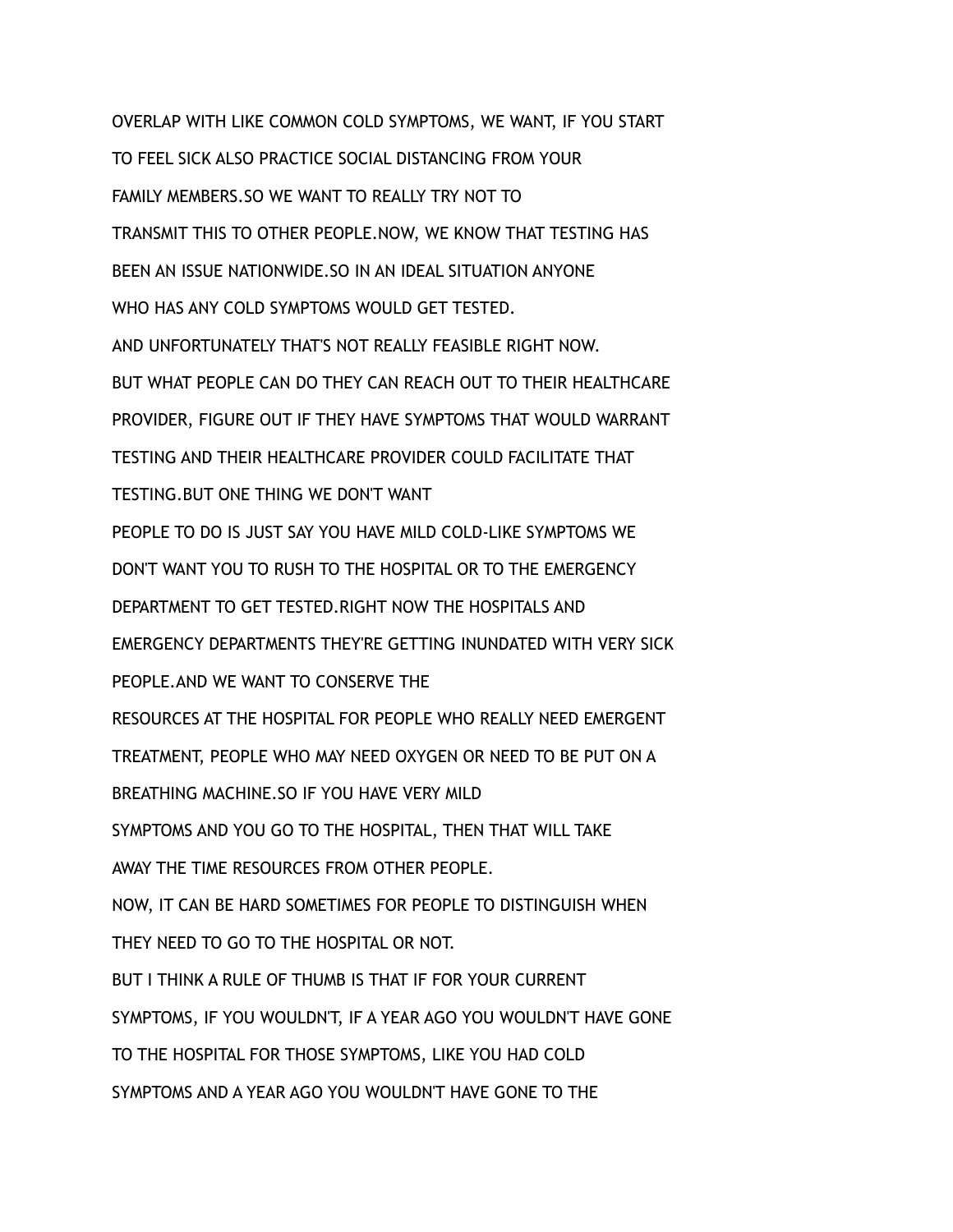OVERLAP WITH LIKE COMMON COLD SYMPTOMS, WE WANT, IF YOU START
TO FEEL SICK ALSO PRACTICE SOCIAL DISTANCING FROM YOUR
FAMILY MEMBERS.SO WE WANT TO REALLY TRY NOT TO
TRANSMIT THIS TO OTHER PEOPLE.NOW, WE KNOW THAT TESTING HAS
BEEN AN ISSUE NATIONWIDE.SO IN AN IDEAL SITUATION ANYONE
WHO HAS ANY COLD SYMPTOMS WOULD GET TESTED.
AND UNFORTUNATELY THAT'S NOT REALLY FEASIBLE RIGHT NOW.
BUT WHAT PEOPLE CAN DO THEY CAN REACH OUT TO THEIR HEALTHCARE
PROVIDER, FIGURE OUT IF THEY HAVE SYMPTOMS THAT WOULD WARRANT
TESTING AND THEIR HEALTHCARE PROVIDER COULD FACILITATE THAT
TESTING.BUT ONE THING WE DON'T WANT
PEOPLE TO DO IS JUST SAY YOU HAVE MILD COLD-LIKE SYMPTOMS WE
DON'T WANT YOU TO RUSH TO THE HOSPITAL OR TO THE EMERGENCY
DEPARTMENT TO GET TESTED.RIGHT NOW THE HOSPITALS AND
EMERGENCY DEPARTMENTS THEY'RE GETTING INUNDATED WITH VERY SICK
PEOPLE.AND WE WANT TO CONSERVE THE
RESOURCES AT THE HOSPITAL FOR PEOPLE WHO REALLY NEED EMERGENT
TREATMENT, PEOPLE WHO MAY NEED OXYGEN OR NEED TO BE PUT ON A
BREATHING MACHINE.SO IF YOU HAVE VERY MILD
SYMPTOMS AND YOU GO TO THE HOSPITAL, THEN THAT WILL TAKE
AWAY THE TIME RESOURCES FROM OTHER PEOPLE.
NOW, IT CAN BE HARD SOMETIMES FOR PEOPLE TO DISTINGUISH WHEN
THEY NEED TO GO TO THE HOSPITAL OR NOT.
BUT I THINK A RULE OF THUMB IS THAT IF FOR YOUR CURRENT
SYMPTOMS, IF YOU WOULDN'T, IF A YEAR AGO YOU WOULDN'T HAVE GONE
TO THE HOSPITAL FOR THOSE SYMPTOMS, LIKE YOU HAD COLD
SYMPTOMS AND A YEAR AGO YOU WOULDN'T HAVE GONE TO THE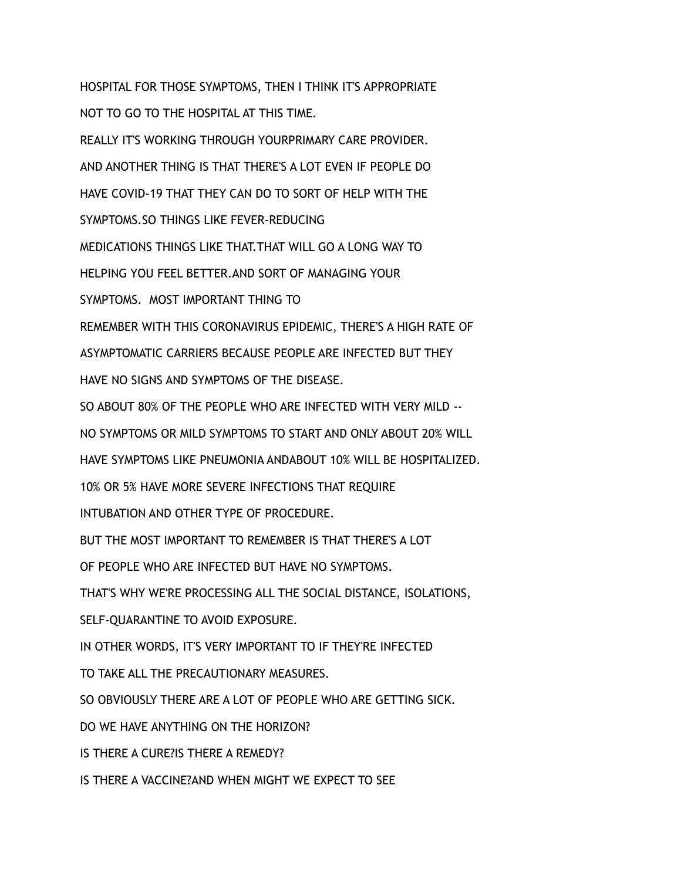HOSPITAL FOR THOSE SYMPTOMS, THEN I THINK IT'S APPROPRIATE

NOT TO GO TO THE HOSPITAL AT THIS TIME.

REALLY IT'S WORKING THROUGH YOURPRIMARY CARE PROVIDER.

AND ANOTHER THING IS THAT THERE'S A LOT EVEN IF PEOPLE DO

HAVE COVID-19 THAT THEY CAN DO TO SORT OF HELP WITH THE

SYMPTOMS.SO THINGS LIKE FEVER-REDUCING

MEDICATIONS THINGS LIKE THAT.THAT WILL GO A LONG WAY TO

HELPING YOU FEEL BETTER.AND SORT OF MANAGING YOUR

SYMPTOMS.  MOST IMPORTANT THING TO

REMEMBER WITH THIS CORONAVIRUS EPIDEMIC, THERE'S A HIGH RATE OF

ASYMPTOMATIC CARRIERS BECAUSE PEOPLE ARE INFECTED BUT THEY

HAVE NO SIGNS AND SYMPTOMS OF THE DISEASE.

SO ABOUT 80% OF THE PEOPLE WHO ARE INFECTED WITH VERY MILD --

NO SYMPTOMS OR MILD SYMPTOMS TO START AND ONLY ABOUT 20% WILL

HAVE SYMPTOMS LIKE PNEUMONIA ANDABOUT 10% WILL BE HOSPITALIZED.

10% OR 5% HAVE MORE SEVERE INFECTIONS THAT REQUIRE

INTUBATION AND OTHER TYPE OF PROCEDURE.

BUT THE MOST IMPORTANT TO REMEMBER IS THAT THERE'S A LOT

OF PEOPLE WHO ARE INFECTED BUT HAVE NO SYMPTOMS.

THAT'S WHY WE'RE PROCESSING ALL THE SOCIAL DISTANCE, ISOLATIONS,

SELF-QUARANTINE TO AVOID EXPOSURE.

IN OTHER WORDS, IT'S VERY IMPORTANT TO IF THEY'RE INFECTED

TO TAKE ALL THE PRECAUTIONARY MEASURES.

SO OBVIOUSLY THERE ARE A LOT OF PEOPLE WHO ARE GETTING SICK.

DO WE HAVE ANYTHING ON THE HORIZON?

IS THERE A CURE?IS THERE A REMEDY?

IS THERE A VACCINE?AND WHEN MIGHT WE EXPECT TO SEE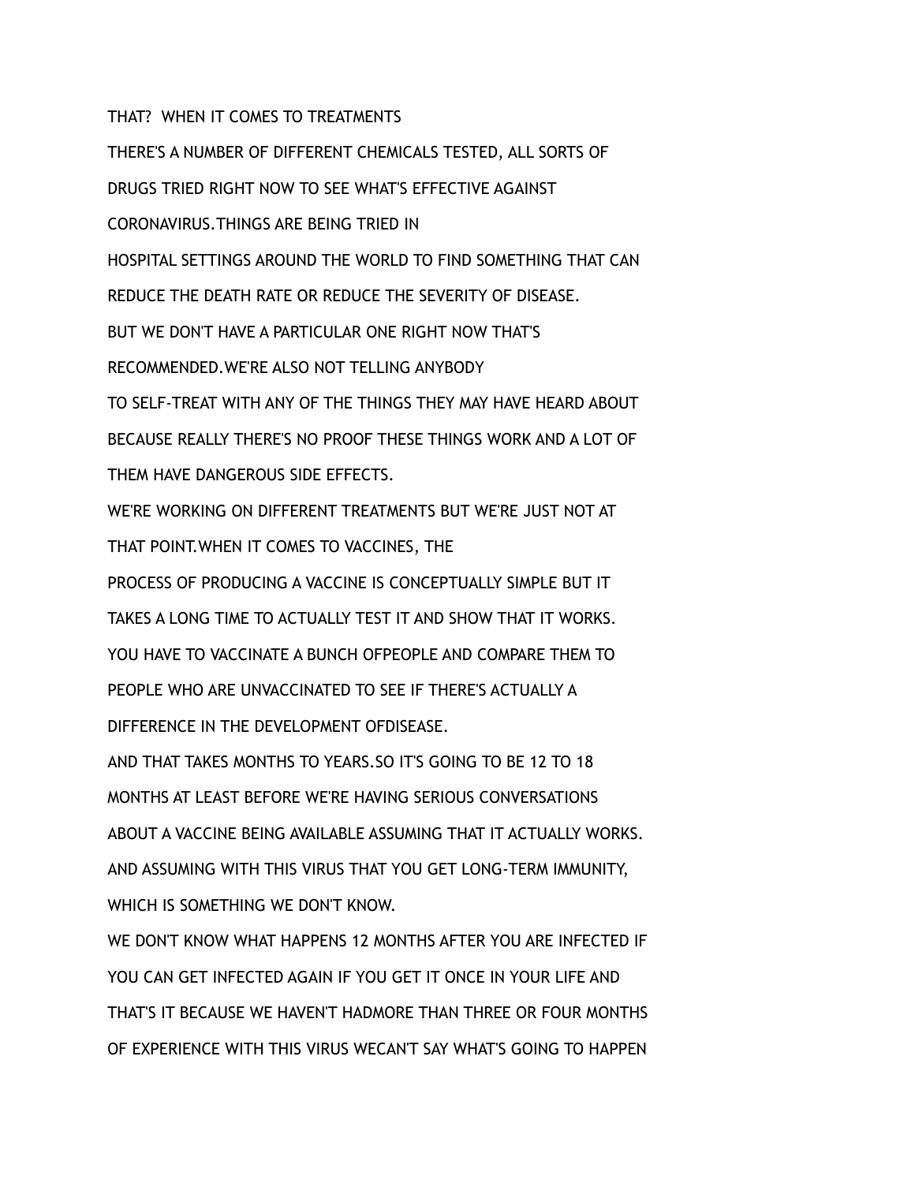THAT? WHEN IT COMES TO TREATMENTS

THERE'S A NUMBER OF DIFFERENT CHEMICALS TESTED, ALL SORTS OF

DRUGS TRIED RIGHT NOW TO SEE WHAT'S EFFECTIVE AGAINST

CORONAVIRUS.THINGS ARE BEING TRIED IN

HOSPITAL SETTINGS AROUND THE WORLD TO FIND SOMETHING THAT CAN

REDUCE THE DEATH RATE OR REDUCE THE SEVERITY OF DISEASE.

BUT WE DON'T HAVE A PARTICULAR ONE RIGHT NOW THAT'S

RECOMMENDED.WE'RE ALSO NOT TELLING ANYBODY

TO SELF-TREAT WITH ANY OF THE THINGS THEY MAY HAVE HEARD ABOUT

BECAUSE REALLY THERE'S NO PROOF THESE THINGS WORK AND A LOT OF

THEM HAVE DANGEROUS SIDE EFFECTS.

WE'RE WORKING ON DIFFERENT TREATMENTS BUT WE'RE JUST NOT AT

THAT POINT.WHEN IT COMES TO VACCINES, THE

PROCESS OF PRODUCING A VACCINE IS CONCEPTUALLY SIMPLE BUT IT

TAKES A LONG TIME TO ACTUALLY TEST IT AND SHOW THAT IT WORKS.

YOU HAVE TO VACCINATE A BUNCH OFPEOPLE AND COMPARE THEM TO

PEOPLE WHO ARE UNVACCINATED TO SEE IF THERE'S ACTUALLY A

DIFFERENCE IN THE DEVELOPMENT OFDISEASE.

AND THAT TAKES MONTHS TO YEARS.SO IT'S GOING TO BE 12 TO 18

MONTHS AT LEAST BEFORE WE'RE HAVING SERIOUS CONVERSATIONS

ABOUT A VACCINE BEING AVAILABLE ASSUMING THAT IT ACTUALLY WORKS.

AND ASSUMING WITH THIS VIRUS THAT YOU GET LONG-TERM IMMUNITY,

WHICH IS SOMETHING WE DON'T KNOW.

WE DON'T KNOW WHAT HAPPENS 12 MONTHS AFTER YOU ARE INFECTED IF

YOU CAN GET INFECTED AGAIN IF YOU GET IT ONCE IN YOUR LIFE AND

THAT'S IT BECAUSE WE HAVEN'T HADMORE THAN THREE OR FOUR MONTHS

OF EXPERIENCE WITH THIS VIRUS WECAN'T SAY WHAT'S GOING TO HAPPEN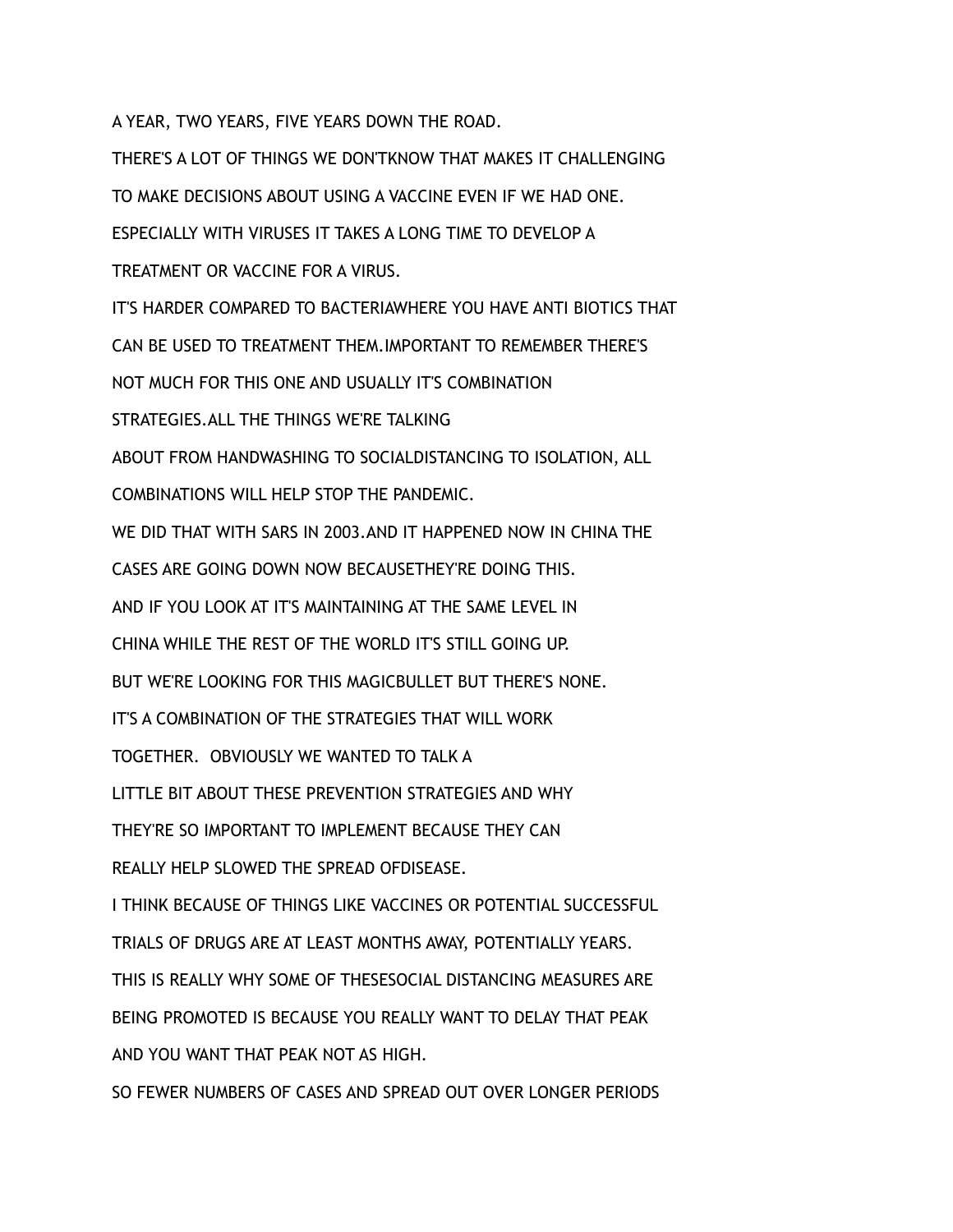A YEAR, TWO YEARS, FIVE YEARS DOWN THE ROAD.

THERE'S A LOT OF THINGS WE DON'TKNOW THAT MAKES IT CHALLENGING

TO MAKE DECISIONS ABOUT USING A VACCINE EVEN IF WE HAD ONE.

ESPECIALLY WITH VIRUSES IT TAKES A LONG TIME TO DEVELOP A

TREATMENT OR VACCINE FOR A VIRUS.

IT'S HARDER COMPARED TO BACTERIAWHERE YOU HAVE ANTI BIOTICS THAT

CAN BE USED TO TREATMENT THEM.IMPORTANT TO REMEMBER THERE'S

NOT MUCH FOR THIS ONE AND USUALLY IT'S COMBINATION

STRATEGIES.ALL THE THINGS WE'RE TALKING

ABOUT FROM HANDWASHING TO SOCIALDISTANCING TO ISOLATION, ALL

COMBINATIONS WILL HELP STOP THE PANDEMIC.

WE DID THAT WITH SARS IN 2003.AND IT HAPPENED NOW IN CHINA THE

CASES ARE GOING DOWN NOW BECAUSETHEY'RE DOING THIS.

AND IF YOU LOOK AT IT'S MAINTAINING AT THE SAME LEVEL IN

CHINA WHILE THE REST OF THE WORLD IT'S STILL GOING UP.

BUT WE'RE LOOKING FOR THIS MAGICBULLET BUT THERE'S NONE.

IT'S A COMBINATION OF THE STRATEGIES THAT WILL WORK

TOGETHER. OBVIOUSLY WE WANTED TO TALK A

LITTLE BIT ABOUT THESE PREVENTION STRATEGIES AND WHY

THEY'RE SO IMPORTANT TO IMPLEMENT BECAUSE THEY CAN

REALLY HELP SLOWED THE SPREAD OFDISEASE.

I THINK BECAUSE OF THINGS LIKE VACCINES OR POTENTIAL SUCCESSFUL

TRIALS OF DRUGS ARE AT LEAST MONTHS AWAY, POTENTIALLY YEARS.

THIS IS REALLY WHY SOME OF THESESOCIAL DISTANCING MEASURES ARE

BEING PROMOTED IS BECAUSE YOU REALLY WANT TO DELAY THAT PEAK

AND YOU WANT THAT PEAK NOT AS HIGH.

SO FEWER NUMBERS OF CASES AND SPREAD OUT OVER LONGER PERIODS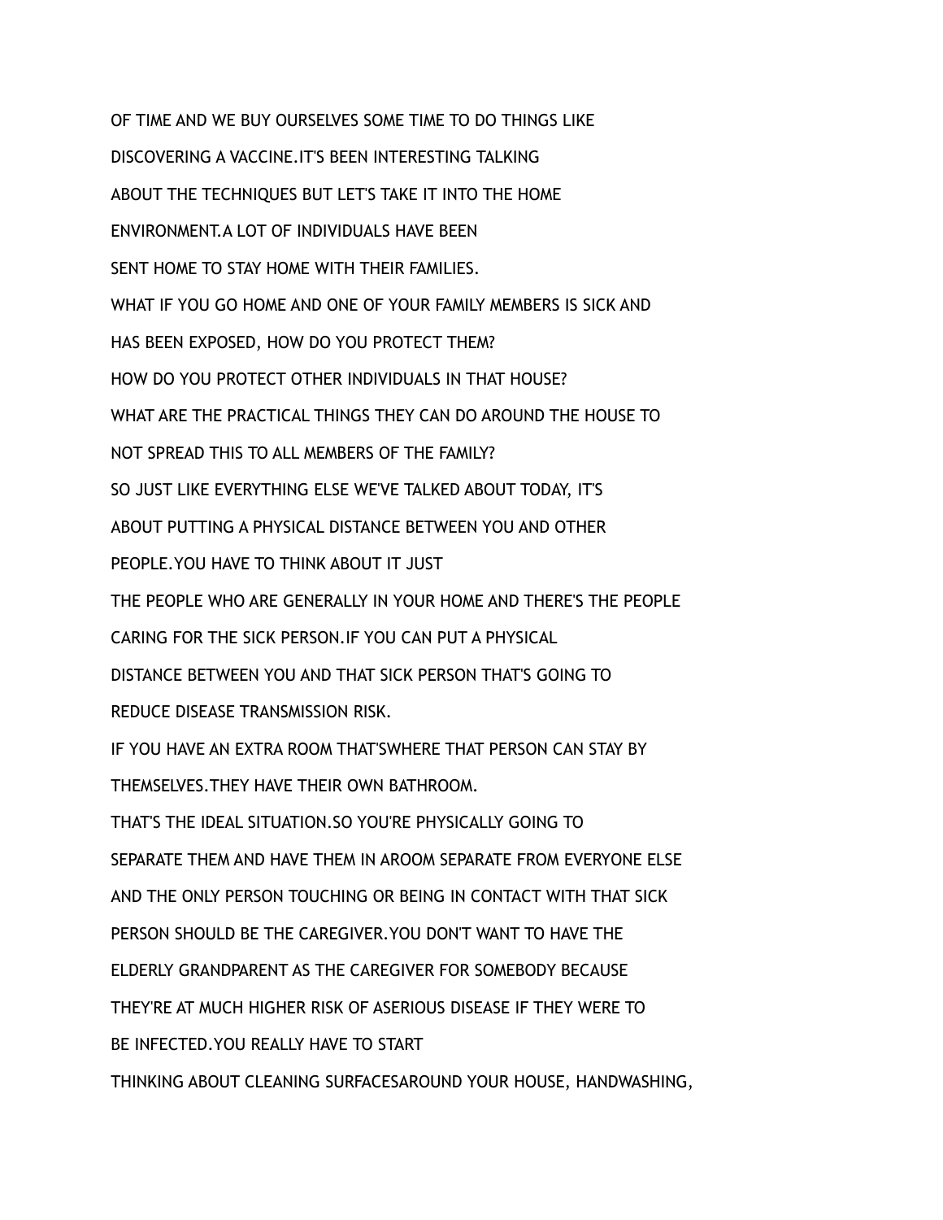OF TIME AND WE BUY OURSELVES SOME TIME TO DO THINGS LIKE

DISCOVERING A VACCINE.IT'S BEEN INTERESTING TALKING

ABOUT THE TECHNIQUES BUT LET'S TAKE IT INTO THE HOME

ENVIRONMENT.A LOT OF INDIVIDUALS HAVE BEEN

SENT HOME TO STAY HOME WITH THEIR FAMILIES.

WHAT IF YOU GO HOME AND ONE OF YOUR FAMILY MEMBERS IS SICK AND

HAS BEEN EXPOSED, HOW DO YOU PROTECT THEM?

HOW DO YOU PROTECT OTHER INDIVIDUALS IN THAT HOUSE?

WHAT ARE THE PRACTICAL THINGS THEY CAN DO AROUND THE HOUSE TO

NOT SPREAD THIS TO ALL MEMBERS OF THE FAMILY?

SO JUST LIKE EVERYTHING ELSE WE'VE TALKED ABOUT TODAY, IT'S

ABOUT PUTTING A PHYSICAL DISTANCE BETWEEN YOU AND OTHER

PEOPLE.YOU HAVE TO THINK ABOUT IT JUST

THE PEOPLE WHO ARE GENERALLY IN YOUR HOME AND THERE'S THE PEOPLE

CARING FOR THE SICK PERSON.IF YOU CAN PUT A PHYSICAL

DISTANCE BETWEEN YOU AND THAT SICK PERSON THAT'S GOING TO

REDUCE DISEASE TRANSMISSION RISK.

IF YOU HAVE AN EXTRA ROOM THAT'SWHERE THAT PERSON CAN STAY BY

THEMSELVES.THEY HAVE THEIR OWN BATHROOM.

THAT'S THE IDEAL SITUATION.SO YOU'RE PHYSICALLY GOING TO

SEPARATE THEM AND HAVE THEM IN AROOM SEPARATE FROM EVERYONE ELSE

AND THE ONLY PERSON TOUCHING OR BEING IN CONTACT WITH THAT SICK

PERSON SHOULD BE THE CAREGIVER.YOU DON'T WANT TO HAVE THE

ELDERLY GRANDPARENT AS THE CAREGIVER FOR SOMEBODY BECAUSE

THEY'RE AT MUCH HIGHER RISK OF ASERIOUS DISEASE IF THEY WERE TO

BE INFECTED.YOU REALLY HAVE TO START

THINKING ABOUT CLEANING SURFACESAROUND YOUR HOUSE, HANDWASHING,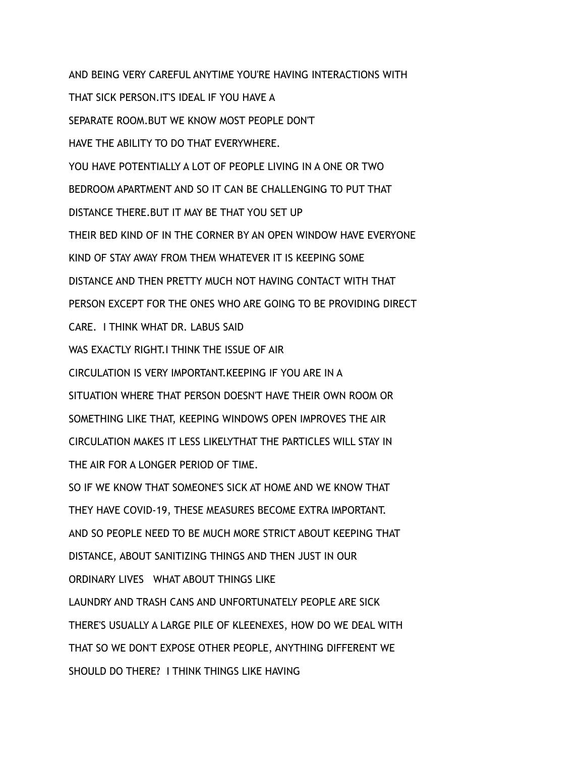AND BEING VERY CAREFUL ANYTIME YOU'RE HAVING INTERACTIONS WITH

THAT SICK PERSON.IT'S IDEAL IF YOU HAVE A

SEPARATE ROOM.BUT WE KNOW MOST PEOPLE DON'T

HAVE THE ABILITY TO DO THAT EVERYWHERE.

YOU HAVE POTENTIALLY A LOT OF PEOPLE LIVING IN A ONE OR TWO

BEDROOM APARTMENT AND SO IT CAN BE CHALLENGING TO PUT THAT

DISTANCE THERE.BUT IT MAY BE THAT YOU SET UP

THEIR BED KIND OF IN THE CORNER BY AN OPEN WINDOW HAVE EVERYONE

KIND OF STAY AWAY FROM THEM WHATEVER IT IS KEEPING SOME

DISTANCE AND THEN PRETTY MUCH NOT HAVING CONTACT WITH THAT

PERSON EXCEPT FOR THE ONES WHO ARE GOING TO BE PROVIDING DIRECT

CARE.  I THINK WHAT DR. LABUS SAID

WAS EXACTLY RIGHT.I THINK THE ISSUE OF AIR

CIRCULATION IS VERY IMPORTANT.KEEPING IF YOU ARE IN A

SITUATION WHERE THAT PERSON DOESN'T HAVE THEIR OWN ROOM OR

SOMETHING LIKE THAT, KEEPING WINDOWS OPEN IMPROVES THE AIR

CIRCULATION MAKES IT LESS LIKELYTHAT THE PARTICLES WILL STAY IN

THE AIR FOR A LONGER PERIOD OF TIME.

SO IF WE KNOW THAT SOMEONE'S SICK AT HOME AND WE KNOW THAT

THEY HAVE COVID-19, THESE MEASURES BECOME EXTRA IMPORTANT.

AND SO PEOPLE NEED TO BE MUCH MORE STRICT ABOUT KEEPING THAT

DISTANCE, ABOUT SANITIZING THINGS AND THEN JUST IN OUR

ORDINARY LIVES   WHAT ABOUT THINGS LIKE

LAUNDRY AND TRASH CANS AND UNFORTUNATELY PEOPLE ARE SICK

THERE'S USUALLY A LARGE PILE OF KLEENEXES, HOW DO WE DEAL WITH

THAT SO WE DON'T EXPOSE OTHER PEOPLE, ANYTHING DIFFERENT WE

SHOULD DO THERE?  I THINK THINGS LIKE HAVING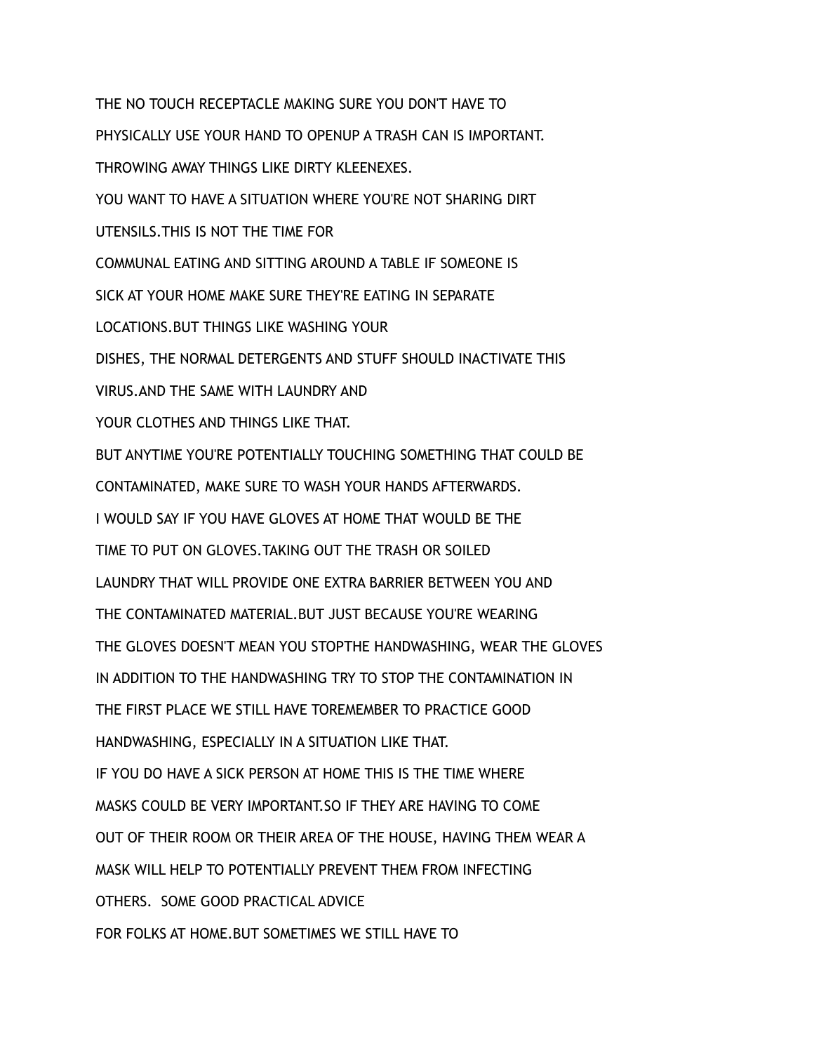THE NO TOUCH RECEPTACLE MAKING SURE YOU DON'T HAVE TO

PHYSICALLY USE YOUR HAND TO OPENUP A TRASH CAN IS IMPORTANT.

THROWING AWAY THINGS LIKE DIRTY KLEENEXES.

YOU WANT TO HAVE A SITUATION WHERE YOU'RE NOT SHARING DIRT

UTENSILS.THIS IS NOT THE TIME FOR

COMMUNAL EATING AND SITTING AROUND A TABLE IF SOMEONE IS

SICK AT YOUR HOME MAKE SURE THEY'RE EATING IN SEPARATE

LOCATIONS.BUT THINGS LIKE WASHING YOUR

DISHES, THE NORMAL DETERGENTS AND STUFF SHOULD INACTIVATE THIS

VIRUS.AND THE SAME WITH LAUNDRY AND

YOUR CLOTHES AND THINGS LIKE THAT.

BUT ANYTIME YOU'RE POTENTIALLY TOUCHING SOMETHING THAT COULD BE

CONTAMINATED, MAKE SURE TO WASH YOUR HANDS AFTERWARDS.

I WOULD SAY IF YOU HAVE GLOVES AT HOME THAT WOULD BE THE

TIME TO PUT ON GLOVES.TAKING OUT THE TRASH OR SOILED

LAUNDRY THAT WILL PROVIDE ONE EXTRA BARRIER BETWEEN YOU AND

THE CONTAMINATED MATERIAL.BUT JUST BECAUSE YOU'RE WEARING

THE GLOVES DOESN'T MEAN YOU STOPTHE HANDWASHING, WEAR THE GLOVES

IN ADDITION TO THE HANDWASHING TRY TO STOP THE CONTAMINATION IN

THE FIRST PLACE WE STILL HAVE TOREMEMBER TO PRACTICE GOOD

HANDWASHING, ESPECIALLY IN A SITUATION LIKE THAT.

IF YOU DO HAVE A SICK PERSON AT HOME THIS IS THE TIME WHERE

MASKS COULD BE VERY IMPORTANT.SO IF THEY ARE HAVING TO COME

OUT OF THEIR ROOM OR THEIR AREA OF THE HOUSE, HAVING THEM WEAR A

MASK WILL HELP TO POTENTIALLY PREVENT THEM FROM INFECTING

OTHERS.  SOME GOOD PRACTICAL ADVICE

FOR FOLKS AT HOME.BUT SOMETIMES WE STILL HAVE TO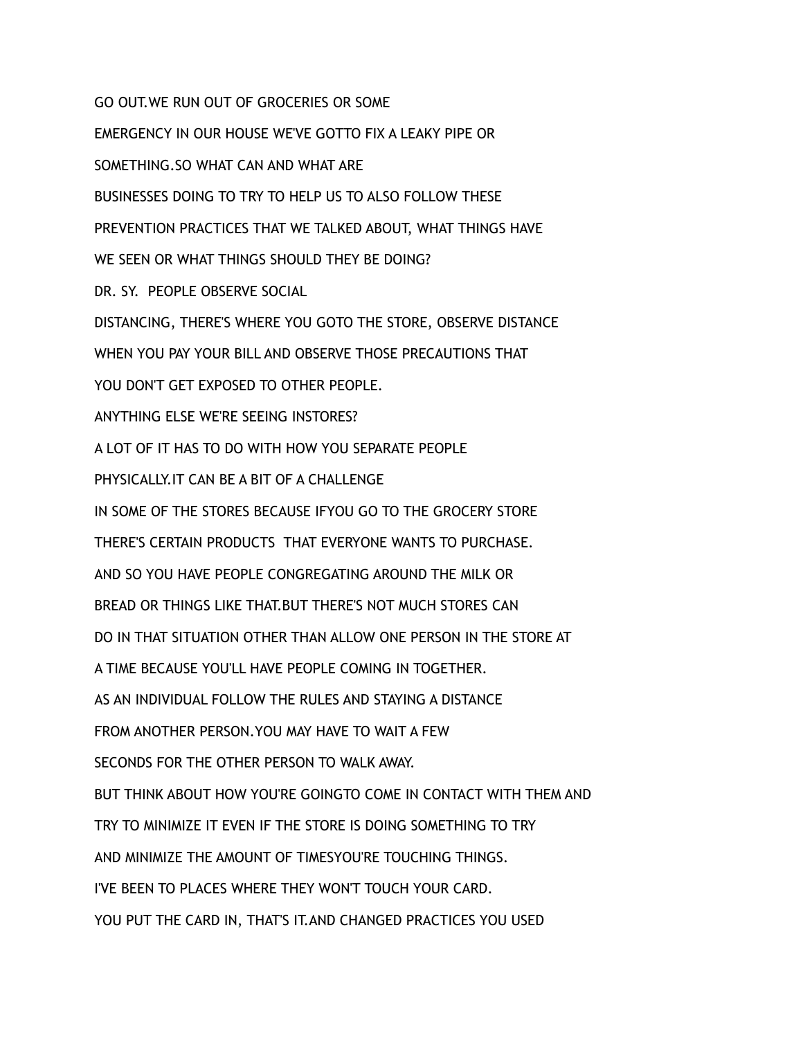GO OUT.WE RUN OUT OF GROCERIES OR SOME

EMERGENCY IN OUR HOUSE WE'VE GOTTO FIX A LEAKY PIPE OR

SOMETHING.SO WHAT CAN AND WHAT ARE

BUSINESSES DOING TO TRY TO HELP US TO ALSO FOLLOW THESE

PREVENTION PRACTICES THAT WE TALKED ABOUT, WHAT THINGS HAVE

WE SEEN OR WHAT THINGS SHOULD THEY BE DOING?

DR. SY. PEOPLE OBSERVE SOCIAL

DISTANCING, THERE'S WHERE YOU GOTO THE STORE, OBSERVE DISTANCE

WHEN YOU PAY YOUR BILL AND OBSERVE THOSE PRECAUTIONS THAT

YOU DON'T GET EXPOSED TO OTHER PEOPLE.

ANYTHING ELSE WE'RE SEEING INSTORES?

A LOT OF IT HAS TO DO WITH HOW YOU SEPARATE PEOPLE

PHYSICALLY.IT CAN BE A BIT OF A CHALLENGE

IN SOME OF THE STORES BECAUSE IFYOU GO TO THE GROCERY STORE

THERE'S CERTAIN PRODUCTS THAT EVERYONE WANTS TO PURCHASE.

AND SO YOU HAVE PEOPLE CONGREGATING AROUND THE MILK OR

BREAD OR THINGS LIKE THAT.BUT THERE'S NOT MUCH STORES CAN

DO IN THAT SITUATION OTHER THAN ALLOW ONE PERSON IN THE STORE AT

A TIME BECAUSE YOU'LL HAVE PEOPLE COMING IN TOGETHER.

AS AN INDIVIDUAL FOLLOW THE RULES AND STAYING A DISTANCE

FROM ANOTHER PERSON.YOU MAY HAVE TO WAIT A FEW

SECONDS FOR THE OTHER PERSON TO WALK AWAY.

BUT THINK ABOUT HOW YOU'RE GOINGTO COME IN CONTACT WITH THEM AND

TRY TO MINIMIZE IT EVEN IF THE STORE IS DOING SOMETHING TO TRY

AND MINIMIZE THE AMOUNT OF TIMESYOU'RE TOUCHING THINGS.

I'VE BEEN TO PLACES WHERE THEY WON'T TOUCH YOUR CARD.

YOU PUT THE CARD IN, THAT'S IT.AND CHANGED PRACTICES YOU USED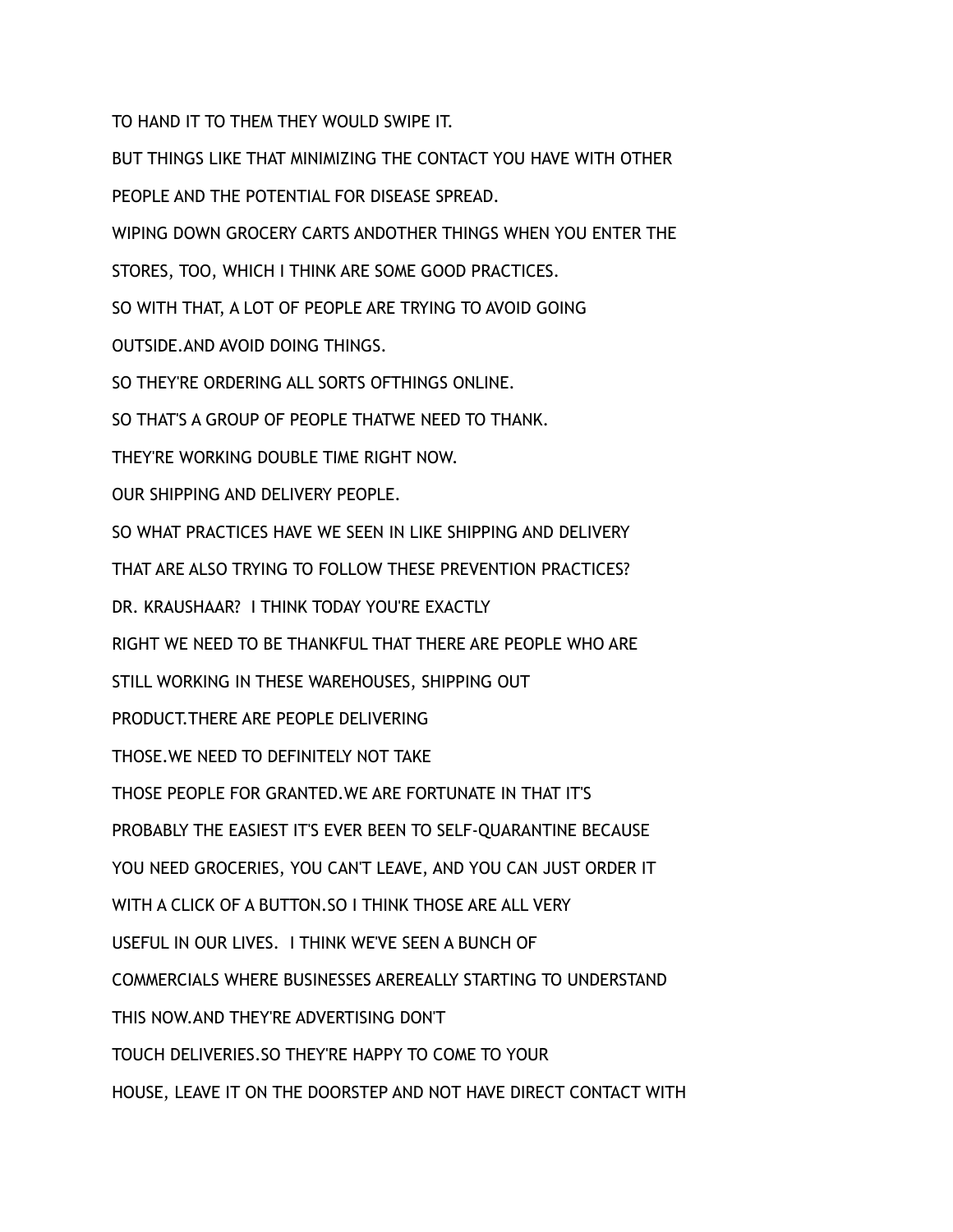TO HAND IT TO THEM THEY WOULD SWIPE IT.

BUT THINGS LIKE THAT MINIMIZING THE CONTACT YOU HAVE WITH OTHER

PEOPLE AND THE POTENTIAL FOR DISEASE SPREAD.

WIPING DOWN GROCERY CARTS ANDOTHER THINGS WHEN YOU ENTER THE

STORES, TOO, WHICH I THINK ARE SOME GOOD PRACTICES.

SO WITH THAT, A LOT OF PEOPLE ARE TRYING TO AVOID GOING

OUTSIDE.AND AVOID DOING THINGS.

SO THEY'RE ORDERING ALL SORTS OFTHINGS ONLINE.

SO THAT'S A GROUP OF PEOPLE THATWE NEED TO THANK.

THEY'RE WORKING DOUBLE TIME RIGHT NOW.

OUR SHIPPING AND DELIVERY PEOPLE.

SO WHAT PRACTICES HAVE WE SEEN IN LIKE SHIPPING AND DELIVERY

THAT ARE ALSO TRYING TO FOLLOW THESE PREVENTION PRACTICES?

DR. KRAUSHAAR? I THINK TODAY YOU'RE EXACTLY

RIGHT WE NEED TO BE THANKFUL THAT THERE ARE PEOPLE WHO ARE

STILL WORKING IN THESE WAREHOUSES, SHIPPING OUT

PRODUCT.THERE ARE PEOPLE DELIVERING

THOSE.WE NEED TO DEFINITELY NOT TAKE

THOSE PEOPLE FOR GRANTED.WE ARE FORTUNATE IN THAT IT'S

PROBABLY THE EASIEST IT'S EVER BEEN TO SELF-QUARANTINE BECAUSE

YOU NEED GROCERIES, YOU CAN'T LEAVE, AND YOU CAN JUST ORDER IT

WITH A CLICK OF A BUTTON.SO I THINK THOSE ARE ALL VERY

USEFUL IN OUR LIVES. I THINK WE'VE SEEN A BUNCH OF

COMMERCIALS WHERE BUSINESSES AREREALLY STARTING TO UNDERSTAND

THIS NOW.AND THEY'RE ADVERTISING DON'T

TOUCH DELIVERIES.SO THEY'RE HAPPY TO COME TO YOUR

HOUSE, LEAVE IT ON THE DOORSTEP AND NOT HAVE DIRECT CONTACT WITH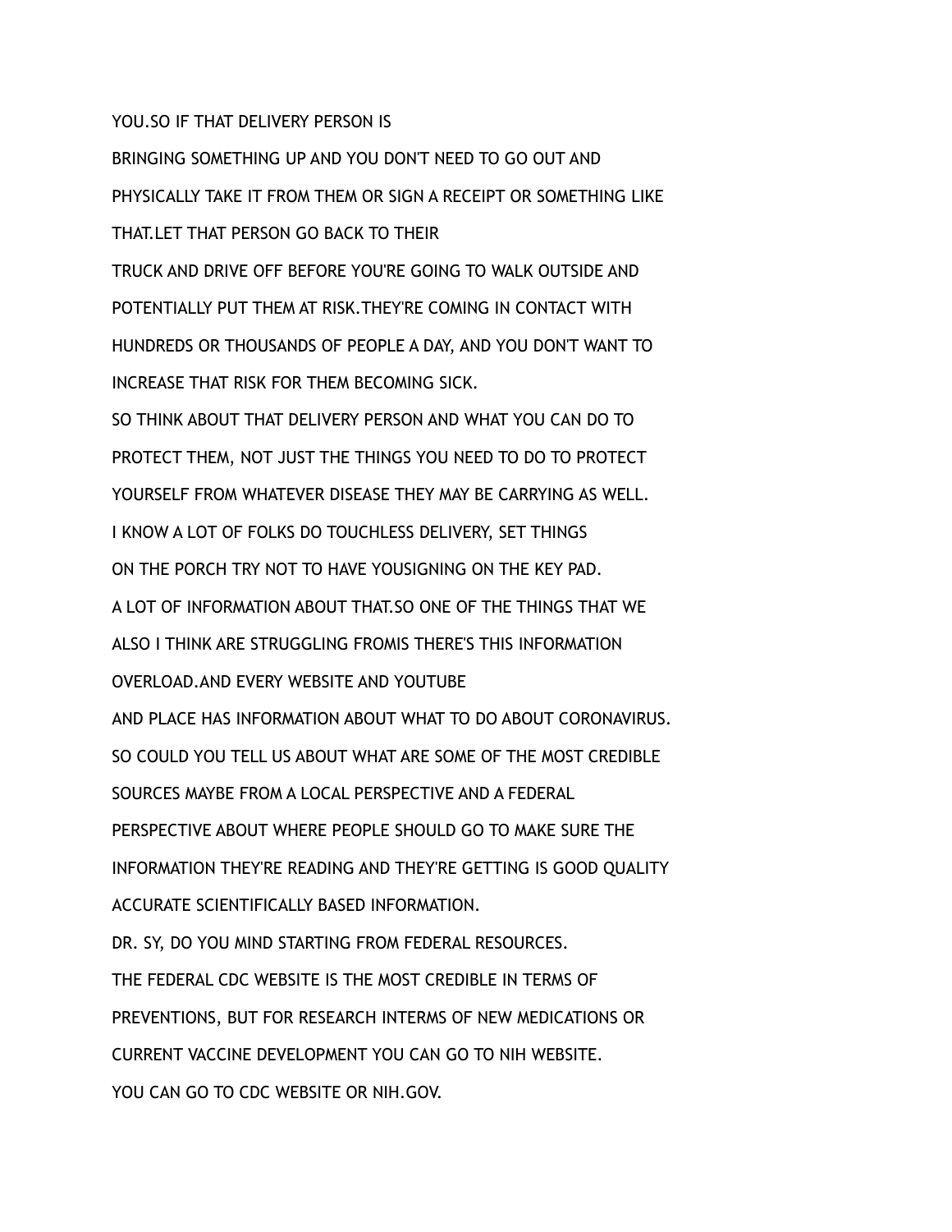YOU.SO IF THAT DELIVERY PERSON IS
BRINGING SOMETHING UP AND YOU DON'T NEED TO GO OUT AND
PHYSICALLY TAKE IT FROM THEM OR SIGN A RECEIPT OR SOMETHING LIKE
THAT.LET THAT PERSON GO BACK TO THEIR
TRUCK AND DRIVE OFF BEFORE YOU'RE GOING TO WALK OUTSIDE AND
POTENTIALLY PUT THEM AT RISK.THEY'RE COMING IN CONTACT WITH
HUNDREDS OR THOUSANDS OF PEOPLE A DAY, AND YOU DON'T WANT TO
INCREASE THAT RISK FOR THEM BECOMING SICK.
SO THINK ABOUT THAT DELIVERY PERSON AND WHAT YOU CAN DO TO
PROTECT THEM, NOT JUST THE THINGS YOU NEED TO DO TO PROTECT
YOURSELF FROM WHATEVER DISEASE THEY MAY BE CARRYING AS WELL.
I KNOW A LOT OF FOLKS DO TOUCHLESS DELIVERY, SET THINGS
ON THE PORCH TRY NOT TO HAVE YOUSIGNING ON THE KEY PAD.
A LOT OF INFORMATION ABOUT THAT.SO ONE OF THE THINGS THAT WE
ALSO I THINK ARE STRUGGLING FROMIS THERE'S THIS INFORMATION
OVERLOAD.AND EVERY WEBSITE AND YOUTUBE
AND PLACE HAS INFORMATION ABOUT WHAT TO DO ABOUT CORONAVIRUS.
SO COULD YOU TELL US ABOUT WHAT ARE SOME OF THE MOST CREDIBLE
SOURCES MAYBE FROM A LOCAL PERSPECTIVE AND A FEDERAL
PERSPECTIVE ABOUT WHERE PEOPLE SHOULD GO TO MAKE SURE THE
INFORMATION THEY'RE READING AND THEY'RE GETTING IS GOOD QUALITY
ACCURATE SCIENTIFICALLY BASED INFORMATION.
DR. SY, DO YOU MIND STARTING FROM FEDERAL RESOURCES.
THE FEDERAL CDC WEBSITE IS THE MOST CREDIBLE IN TERMS OF
PREVENTIONS, BUT FOR RESEARCH INTERMS OF NEW MEDICATIONS OR
CURRENT VACCINE DEVELOPMENT YOU CAN GO TO NIH WEBSITE.
YOU CAN GO TO CDC WEBSITE OR NIH.GOV.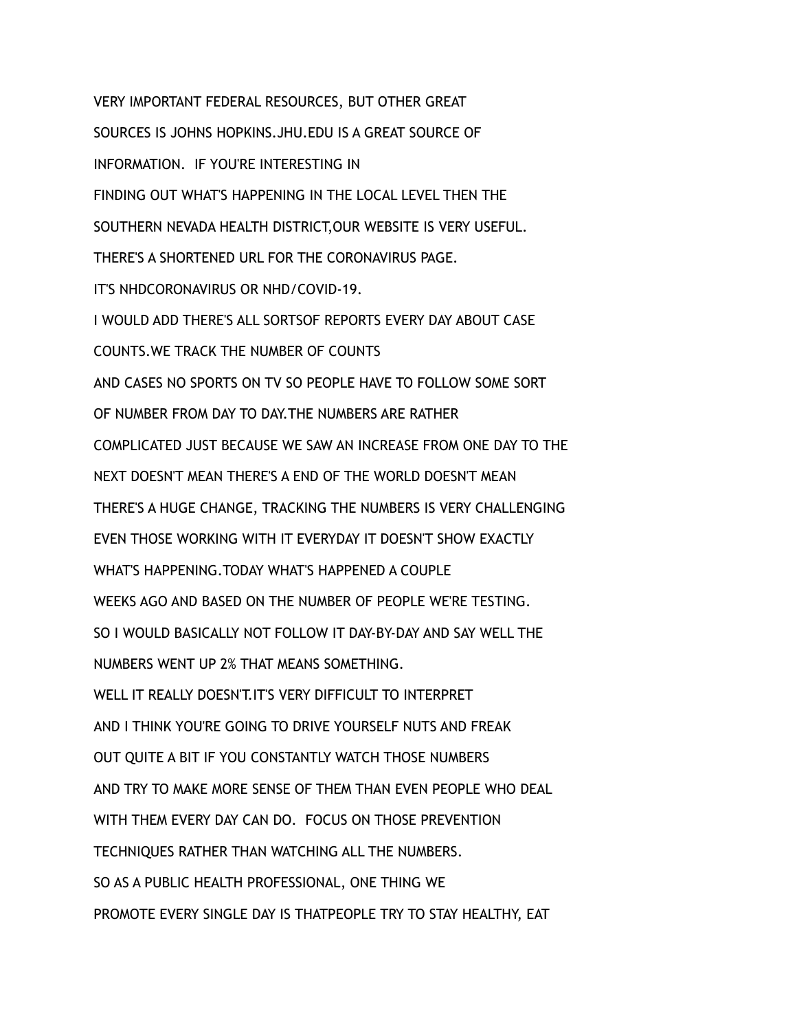VERY IMPORTANT FEDERAL RESOURCES, BUT OTHER GREAT
SOURCES IS JOHNS HOPKINS.JHU.EDU IS A GREAT SOURCE OF
INFORMATION. IF YOU'RE INTERESTING IN
FINDING OUT WHAT'S HAPPENING IN THE LOCAL LEVEL THEN THE
SOUTHERN NEVADA HEALTH DISTRICT,OUR WEBSITE IS VERY USEFUL.
THERE'S A SHORTENED URL FOR THE CORONAVIRUS PAGE.
IT'S NHDCORONAVIRUS OR NHD/COVID-19.
I WOULD ADD THERE'S ALL SORTSOF REPORTS EVERY DAY ABOUT CASE
COUNTS.WE TRACK THE NUMBER OF COUNTS
AND CASES NO SPORTS ON TV SO PEOPLE HAVE TO FOLLOW SOME SORT
OF NUMBER FROM DAY TO DAY.THE NUMBERS ARE RATHER
COMPLICATED JUST BECAUSE WE SAW AN INCREASE FROM ONE DAY TO THE
NEXT DOESN'T MEAN THERE'S A END OF THE WORLD DOESN'T MEAN
THERE'S A HUGE CHANGE, TRACKING THE NUMBERS IS VERY CHALLENGING
EVEN THOSE WORKING WITH IT EVERYDAY IT DOESN'T SHOW EXACTLY
WHAT'S HAPPENING.TODAY WHAT'S HAPPENED A COUPLE
WEEKS AGO AND BASED ON THE NUMBER OF PEOPLE WE'RE TESTING.
SO I WOULD BASICALLY NOT FOLLOW IT DAY-BY-DAY AND SAY WELL THE
NUMBERS WENT UP 2% THAT MEANS SOMETHING.
WELL IT REALLY DOESN'T.IT'S VERY DIFFICULT TO INTERPRET
AND I THINK YOU'RE GOING TO DRIVE YOURSELF NUTS AND FREAK
OUT QUITE A BIT IF YOU CONSTANTLY WATCH THOSE NUMBERS
AND TRY TO MAKE MORE SENSE OF THEM THAN EVEN PEOPLE WHO DEAL
WITH THEM EVERY DAY CAN DO. FOCUS ON THOSE PREVENTION
TECHNIQUES RATHER THAN WATCHING ALL THE NUMBERS.
SO AS A PUBLIC HEALTH PROFESSIONAL, ONE THING WE
PROMOTE EVERY SINGLE DAY IS THATPEOPLE TRY TO STAY HEALTHY, EAT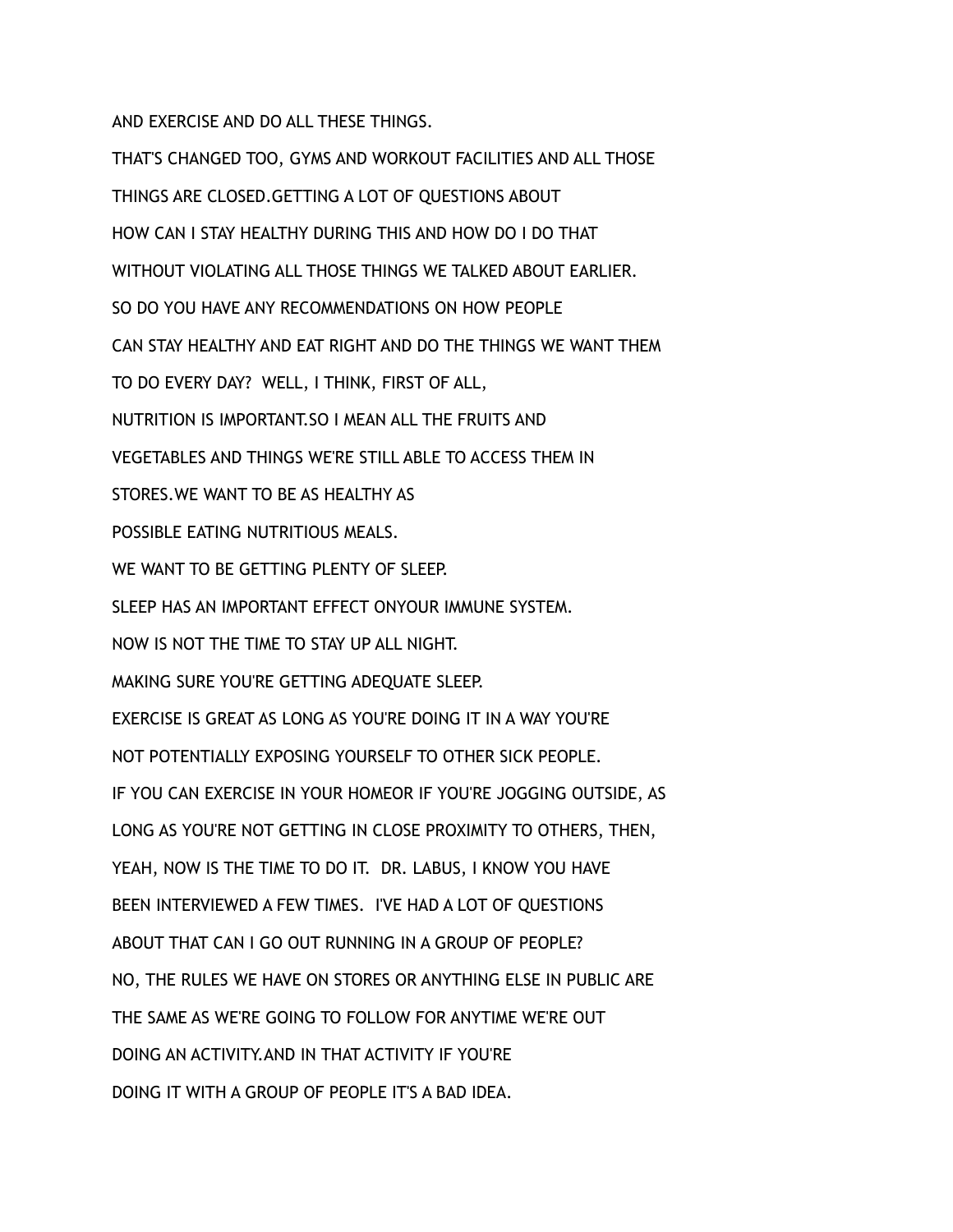AND EXERCISE AND DO ALL THESE THINGS.

THAT'S CHANGED TOO, GYMS AND WORKOUT FACILITIES AND ALL THOSE

THINGS ARE CLOSED.GETTING A LOT OF QUESTIONS ABOUT

HOW CAN I STAY HEALTHY DURING THIS AND HOW DO I DO THAT

WITHOUT VIOLATING ALL THOSE THINGS WE TALKED ABOUT EARLIER.

SO DO YOU HAVE ANY RECOMMENDATIONS ON HOW PEOPLE

CAN STAY HEALTHY AND EAT RIGHT AND DO THE THINGS WE WANT THEM

TO DO EVERY DAY? WELL, I THINK, FIRST OF ALL,

NUTRITION IS IMPORTANT.SO I MEAN ALL THE FRUITS AND

VEGETABLES AND THINGS WE'RE STILL ABLE TO ACCESS THEM IN

STORES.WE WANT TO BE AS HEALTHY AS

POSSIBLE EATING NUTRITIOUS MEALS.

WE WANT TO BE GETTING PLENTY OF SLEEP.

SLEEP HAS AN IMPORTANT EFFECT ONYOUR IMMUNE SYSTEM.

NOW IS NOT THE TIME TO STAY UP ALL NIGHT.

MAKING SURE YOU'RE GETTING ADEQUATE SLEEP.

EXERCISE IS GREAT AS LONG AS YOU'RE DOING IT IN A WAY YOU'RE

NOT POTENTIALLY EXPOSING YOURSELF TO OTHER SICK PEOPLE.

IF YOU CAN EXERCISE IN YOUR HOMEOR IF YOU'RE JOGGING OUTSIDE, AS

LONG AS YOU'RE NOT GETTING IN CLOSE PROXIMITY TO OTHERS, THEN,

YEAH, NOW IS THE TIME TO DO IT. DR. LABUS, I KNOW YOU HAVE

BEEN INTERVIEWED A FEW TIMES. I'VE HAD A LOT OF QUESTIONS

ABOUT THAT CAN I GO OUT RUNNING IN A GROUP OF PEOPLE?

NO, THE RULES WE HAVE ON STORES OR ANYTHING ELSE IN PUBLIC ARE

THE SAME AS WE'RE GOING TO FOLLOW FOR ANYTIME WE'RE OUT

DOING AN ACTIVITY.AND IN THAT ACTIVITY IF YOU'RE

DOING IT WITH A GROUP OF PEOPLE IT'S A BAD IDEA.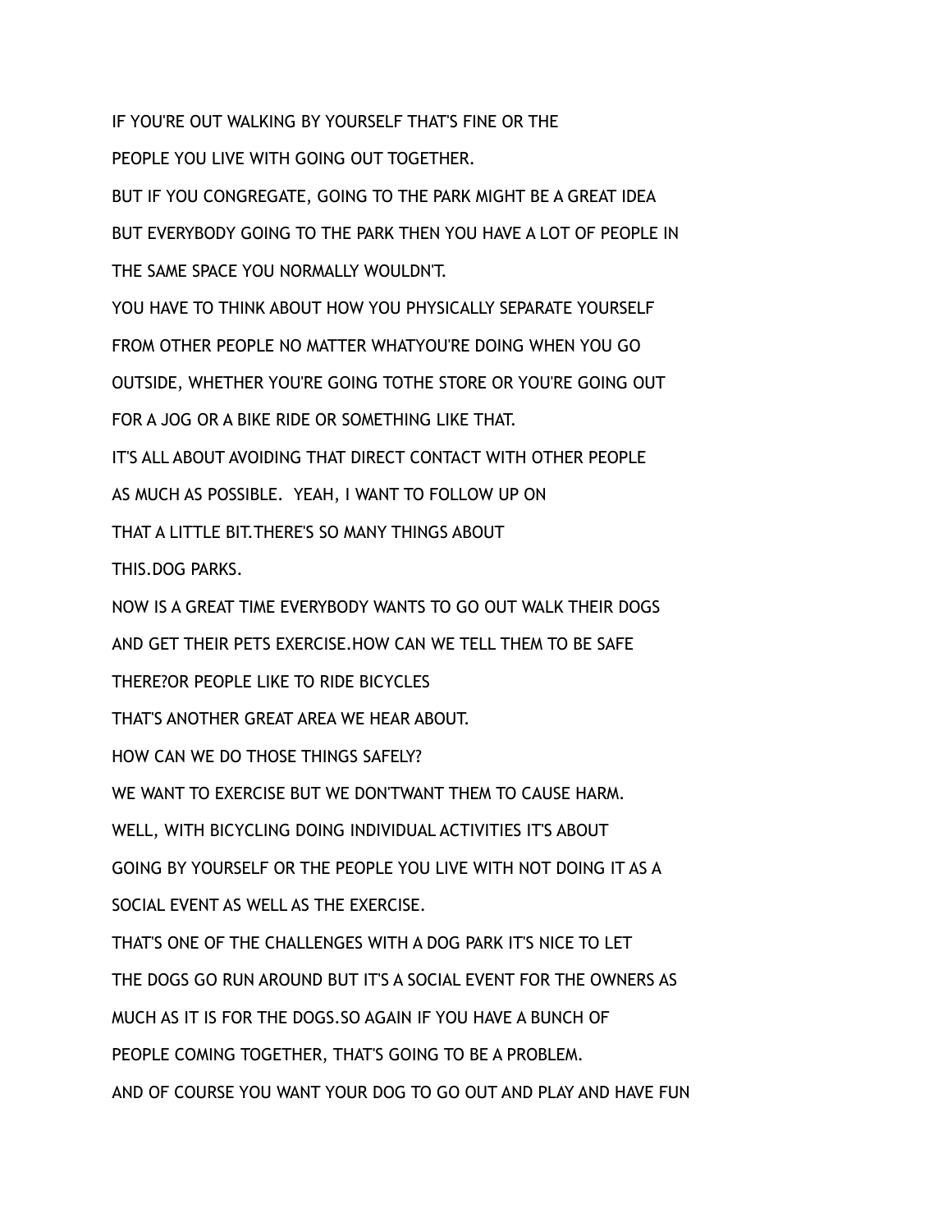IF YOU'RE OUT WALKING BY YOURSELF THAT'S FINE OR THE

PEOPLE YOU LIVE WITH GOING OUT TOGETHER.

BUT IF YOU CONGREGATE, GOING TO THE PARK MIGHT BE A GREAT IDEA

BUT EVERYBODY GOING TO THE PARK THEN YOU HAVE A LOT OF PEOPLE IN

THE SAME SPACE YOU NORMALLY WOULDN'T.

YOU HAVE TO THINK ABOUT HOW YOU PHYSICALLY SEPARATE YOURSELF

FROM OTHER PEOPLE NO MATTER WHATYOU'RE DOING WHEN YOU GO

OUTSIDE, WHETHER YOU'RE GOING TOTHE STORE OR YOU'RE GOING OUT

FOR A JOG OR A BIKE RIDE OR SOMETHING LIKE THAT.

IT'S ALL ABOUT AVOIDING THAT DIRECT CONTACT WITH OTHER PEOPLE

AS MUCH AS POSSIBLE.  YEAH, I WANT TO FOLLOW UP ON

THAT A LITTLE BIT.THERE'S SO MANY THINGS ABOUT

THIS.DOG PARKS.

NOW IS A GREAT TIME EVERYBODY WANTS TO GO OUT WALK THEIR DOGS

AND GET THEIR PETS EXERCISE.HOW CAN WE TELL THEM TO BE SAFE

THERE?OR PEOPLE LIKE TO RIDE BICYCLES

THAT'S ANOTHER GREAT AREA WE HEAR ABOUT.

HOW CAN WE DO THOSE THINGS SAFELY?

WE WANT TO EXERCISE BUT WE DON'TWANT THEM TO CAUSE HARM.

WELL, WITH BICYCLING DOING INDIVIDUAL ACTIVITIES IT'S ABOUT

GOING BY YOURSELF OR THE PEOPLE YOU LIVE WITH NOT DOING IT AS A

SOCIAL EVENT AS WELL AS THE EXERCISE.

THAT'S ONE OF THE CHALLENGES WITH A DOG PARK IT'S NICE TO LET

THE DOGS GO RUN AROUND BUT IT'S A SOCIAL EVENT FOR THE OWNERS AS

MUCH AS IT IS FOR THE DOGS.SO AGAIN IF YOU HAVE A BUNCH OF

PEOPLE COMING TOGETHER, THAT'S GOING TO BE A PROBLEM.

AND OF COURSE YOU WANT YOUR DOG TO GO OUT AND PLAY AND HAVE FUN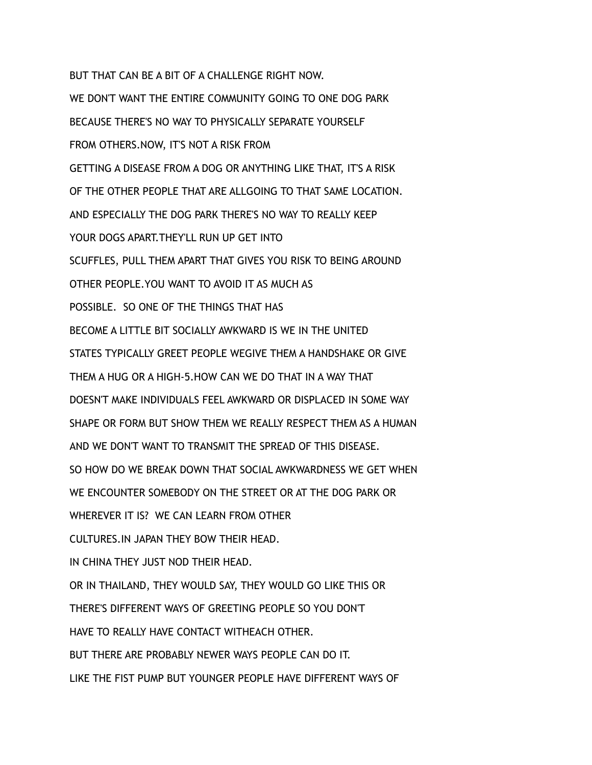BUT THAT CAN BE A BIT OF A CHALLENGE RIGHT NOW.

WE DON'T WANT THE ENTIRE COMMUNITY GOING TO ONE DOG PARK

BECAUSE THERE'S NO WAY TO PHYSICALLY SEPARATE YOURSELF

FROM OTHERS.NOW, IT'S NOT A RISK FROM

GETTING A DISEASE FROM A DOG OR ANYTHING LIKE THAT, IT'S A RISK

OF THE OTHER PEOPLE THAT ARE ALLGOING TO THAT SAME LOCATION.

AND ESPECIALLY THE DOG PARK THERE'S NO WAY TO REALLY KEEP

YOUR DOGS APART.THEY'LL RUN UP GET INTO

SCUFFLES, PULL THEM APART THAT GIVES YOU RISK TO BEING AROUND

OTHER PEOPLE.YOU WANT TO AVOID IT AS MUCH AS

POSSIBLE.  SO ONE OF THE THINGS THAT HAS

BECOME A LITTLE BIT SOCIALLY AWKWARD IS WE IN THE UNITED

STATES TYPICALLY GREET PEOPLE WEGIVE THEM A HANDSHAKE OR GIVE

THEM A HUG OR A HIGH-5.HOW CAN WE DO THAT IN A WAY THAT

DOESN'T MAKE INDIVIDUALS FEEL AWKWARD OR DISPLACED IN SOME WAY

SHAPE OR FORM BUT SHOW THEM WE REALLY RESPECT THEM AS A HUMAN

AND WE DON'T WANT TO TRANSMIT THE SPREAD OF THIS DISEASE.

SO HOW DO WE BREAK DOWN THAT SOCIAL AWKWARDNESS WE GET WHEN

WE ENCOUNTER SOMEBODY ON THE STREET OR AT THE DOG PARK OR

WHEREVER IT IS?  WE CAN LEARN FROM OTHER

CULTURES.IN JAPAN THEY BOW THEIR HEAD.

IN CHINA THEY JUST NOD THEIR HEAD.

OR IN THAILAND, THEY WOULD SAY, THEY WOULD GO LIKE THIS OR

THERE'S DIFFERENT WAYS OF GREETING PEOPLE SO YOU DON'T

HAVE TO REALLY HAVE CONTACT WITHEACH OTHER.

BUT THERE ARE PROBABLY NEWER WAYS PEOPLE CAN DO IT.

LIKE THE FIST PUMP BUT YOUNGER PEOPLE HAVE DIFFERENT WAYS OF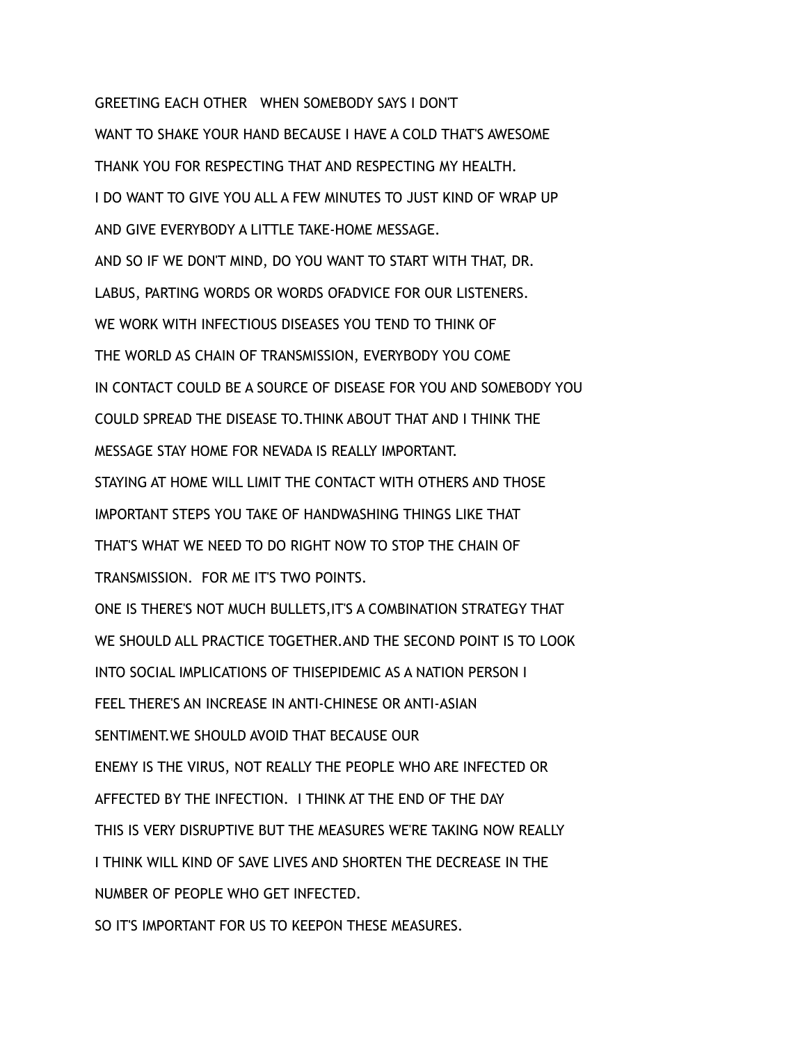GREETING EACH OTHER   WHEN SOMEBODY SAYS I DON'T

WANT TO SHAKE YOUR HAND BECAUSE I HAVE A COLD THAT'S AWESOME

THANK YOU FOR RESPECTING THAT AND RESPECTING MY HEALTH.

I DO WANT TO GIVE YOU ALL A FEW MINUTES TO JUST KIND OF WRAP UP

AND GIVE EVERYBODY A LITTLE TAKE-HOME MESSAGE.

AND SO IF WE DON'T MIND, DO YOU WANT TO START WITH THAT, DR.

LABUS, PARTING WORDS OR WORDS OFADVICE FOR OUR LISTENERS.

WE WORK WITH INFECTIOUS DISEASES YOU TEND TO THINK OF

THE WORLD AS CHAIN OF TRANSMISSION, EVERYBODY YOU COME

IN CONTACT COULD BE A SOURCE OF DISEASE FOR YOU AND SOMEBODY YOU

COULD SPREAD THE DISEASE TO.THINK ABOUT THAT AND I THINK THE

MESSAGE STAY HOME FOR NEVADA IS REALLY IMPORTANT.

STAYING AT HOME WILL LIMIT THE CONTACT WITH OTHERS AND THOSE

IMPORTANT STEPS YOU TAKE OF HANDWASHING THINGS LIKE THAT

THAT'S WHAT WE NEED TO DO RIGHT NOW TO STOP THE CHAIN OF

TRANSMISSION.  FOR ME IT'S TWO POINTS.

ONE IS THERE'S NOT MUCH BULLETS,IT'S A COMBINATION STRATEGY THAT

WE SHOULD ALL PRACTICE TOGETHER.AND THE SECOND POINT IS TO LOOK

INTO SOCIAL IMPLICATIONS OF THISEPIDEMIC AS A NATION PERSON I

FEEL THERE'S AN INCREASE IN ANTI-CHINESE OR ANTI-ASIAN

SENTIMENT.WE SHOULD AVOID THAT BECAUSE OUR

ENEMY IS THE VIRUS, NOT REALLY THE PEOPLE WHO ARE INFECTED OR

AFFECTED BY THE INFECTION.  I THINK AT THE END OF THE DAY

THIS IS VERY DISRUPTIVE BUT THE MEASURES WE'RE TAKING NOW REALLY

I THINK WILL KIND OF SAVE LIVES AND SHORTEN THE DECREASE IN THE

NUMBER OF PEOPLE WHO GET INFECTED.

SO IT'S IMPORTANT FOR US TO KEEPON THESE MEASURES.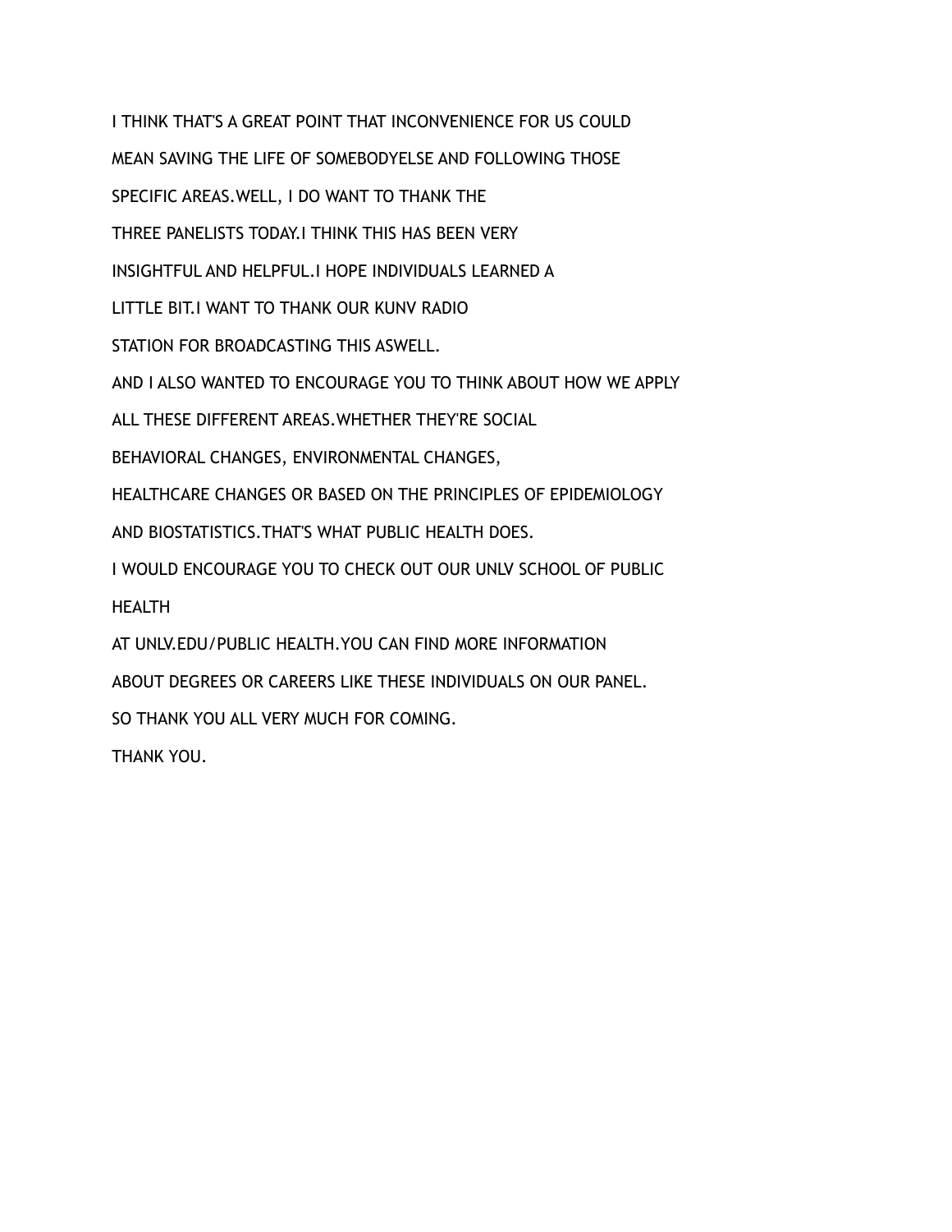I THINK THAT'S A GREAT POINT THAT INCONVENIENCE FOR US COULD

MEAN SAVING THE LIFE OF SOMEBODYELSE AND FOLLOWING THOSE

SPECIFIC AREAS.WELL, I DO WANT TO THANK THE

THREE PANELISTS TODAY.I THINK THIS HAS BEEN VERY

INSIGHTFUL AND HELPFUL.I HOPE INDIVIDUALS LEARNED A

LITTLE BIT.I WANT TO THANK OUR KUNV RADIO

STATION FOR BROADCASTING THIS ASWELL.

AND I ALSO WANTED TO ENCOURAGE YOU TO THINK ABOUT HOW WE APPLY

ALL THESE DIFFERENT AREAS.WHETHER THEY'RE SOCIAL

BEHAVIORAL CHANGES, ENVIRONMENTAL CHANGES,

HEALTHCARE CHANGES OR BASED ON THE PRINCIPLES OF EPIDEMIOLOGY

AND BIOSTATISTICS.THAT'S WHAT PUBLIC HEALTH DOES.

I WOULD ENCOURAGE YOU TO CHECK OUT OUR UNLV SCHOOL OF PUBLIC

HEALTH

AT UNLV.EDU/PUBLIC HEALTH.YOU CAN FIND MORE INFORMATION

ABOUT DEGREES OR CAREERS LIKE THESE INDIVIDUALS ON OUR PANEL.

SO THANK YOU ALL VERY MUCH FOR COMING.

THANK YOU.